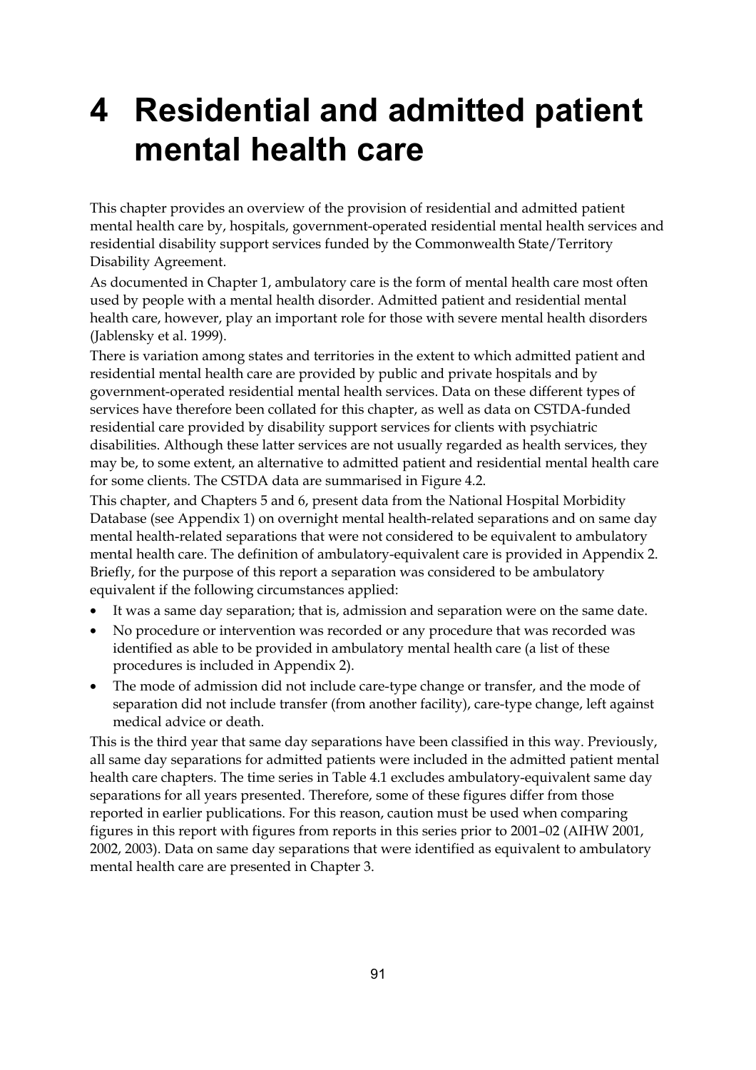# 4 Residential and admitted patient mental health care

This chapter provides an overview of the provision of residential and admitted patient mental health care by, hospitals, government-operated residential mental health services and residential disability support services funded by the Commonwealth State/Territory Disability Agreement.

As documented in Chapter 1, ambulatory care is the form of mental health care most often used by people with a mental health disorder. Admitted patient and residential mental health care, however, play an important role for those with severe mental health disorders (Jablensky et al. 1999).

There is variation among states and territories in the extent to which admitted patient and residential mental health care are provided by public and private hospitals and by government-operated residential mental health services. Data on these different types of services have therefore been collated for this chapter, as well as data on CSTDA-funded residential care provided by disability support services for clients with psychiatric disabilities. Although these latter services are not usually regarded as health services, they may be, to some extent, an alternative to admitted patient and residential mental health care for some clients. The CSTDA data are summarised in Figure 4.2.

This chapter, and Chapters 5 and 6, present data from the National Hospital Morbidity Database (see Appendix 1) on overnight mental health-related separations and on same day mental health-related separations that were not considered to be equivalent to ambulatory mental health care. The definition of ambulatory-equivalent care is provided in Appendix 2. Briefly, for the purpose of this report a separation was considered to be ambulatory equivalent if the following circumstances applied:

- It was a same day separation; that is, admission and separation were on the same date.
- No procedure or intervention was recorded or any procedure that was recorded was identified as able to be provided in ambulatory mental health care (a list of these procedures is included in Appendix 2).
- The mode of admission did not include care-type change or transfer, and the mode of separation did not include transfer (from another facility), care-type change, left against medical advice or death.

This is the third year that same day separations have been classified in this way. Previously, all same day separations for admitted patients were included in the admitted patient mental health care chapters. The time series in Table 4.1 excludes ambulatory-equivalent same day separations for all years presented. Therefore, some of these figures differ from those reported in earlier publications. For this reason, caution must be used when comparing figures in this report with figures from reports in this series prior to 2001–02 (AIHW 2001, 2002, 2003). Data on same day separations that were identified as equivalent to ambulatory mental health care are presented in Chapter 3.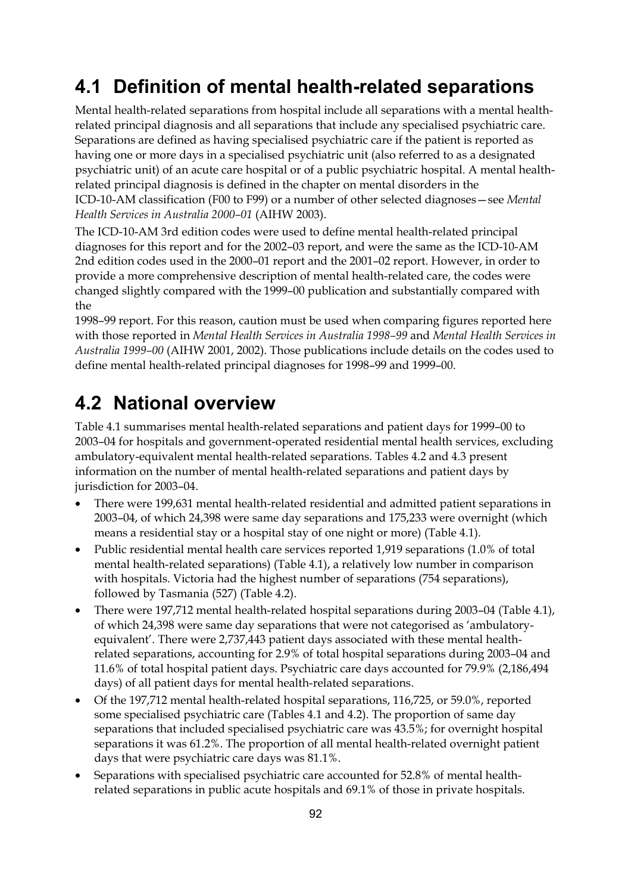## 4.1 Definition of mental health-related separations

Mental health-related separations from hospital include all separations with a mental health-related principal diagnosis and all separations that include any specialised psychiatric care. Separations are defined as having specialised psychiatric care if the patient is reported as having one or more days in a specialised psychiatric unit (also referred to as a designated psychiatric unit) of an acute care hospital or of a public psychiatric hospital. A mental health-related principal diagnosis is defined in the chapter on mental disorders in the ICD-10-AM classification (F00 to F99) or a number of other selected diagnoses—see *Mental Health Services in Australia 2000–01* (AIHW 2003).

The ICD-10-AM 3rd edition codes were used to define mental health-related principal diagnoses for this report and for the 2002–03 report, and were the same as the ICD-10-AM 2nd edition codes used in the 2000–01 report and the 2001–02 report. However, in order to provide a more comprehensive description of mental health-related care, the codes were changed slightly compared with the 1999–00 publication and substantially compared with the 1998–99 report. For this reason, caution must be used when comparing figures reported here with those reported in *Mental Health Services in Australia 1998–99* and *Mental Health Services in Australia 1999–00* (AIHW 2001, 2002). Those publications include details on the codes used to define mental health-related principal diagnoses for 1998–99 and 1999–00.

## 4.2 National overview

Table 4.1 summarises mental health-related separations and patient days for 1999–00 to 2003–04 for hospitals and government-operated residential mental health services, excluding ambulatory-equivalent mental health-related separations. Tables 4.2 and 4.3 present information on the number of mental health-related separations and patient days by jurisdiction for 2003–04.

- There were 199,631 mental health-related residential and admitted patient separations in 2003–04, of which 24,398 were same day separations and 175,233 were overnight (which means a residential stay or a hospital stay of one night or more) (Table 4.1).
- Public residential mental health care services reported 1,919 separations (1.0% of total mental health-related separations) (Table 4.1), a relatively low number in comparison with hospitals. Victoria had the highest number of separations (754 separations), followed by Tasmania (527) (Table 4.2).
- There were 197,712 mental health-related hospital separations during 2003–04 (Table 4.1), of which 24,398 were same day separations that were not categorised as 'ambulatory-equivalent'. There were 2,737,443 patient days associated with these mental health-related separations, accounting for 2.9% of total hospital separations during 2003–04 and 11.6% of total hospital patient days. Psychiatric care days accounted for 79.9% (2,186,494 days) of all patient days for mental health-related separations.
- Of the 197,712 mental health-related hospital separations, 116,725, or 59.0%, reported some specialised psychiatric care (Tables 4.1 and 4.2). The proportion of same day separations that included specialised psychiatric care was 43.5%; for overnight hospital separations it was 61.2%. The proportion of all mental health-related overnight patient days that were psychiatric care days was 81.1%.
- Separations with specialised psychiatric care accounted for 52.8% of mental health-related separations in public acute hospitals and 69.1% of those in private hospitals.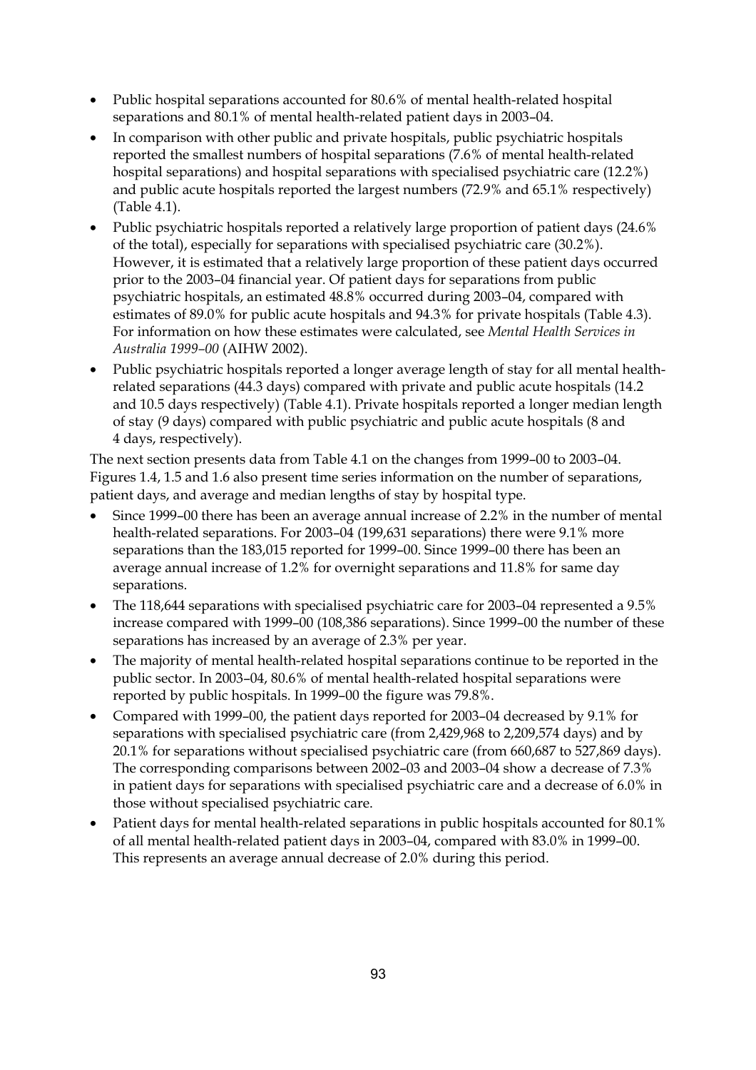- Public hospital separations accounted for 80.6% of mental health-related hospital separations and 80.1% of mental health-related patient days in 2003–04.
- In comparison with other public and private hospitals, public psychiatric hospitals reported the smallest numbers of hospital separations (7.6% of mental health-related hospital separations) and hospital separations with specialised psychiatric care (12.2%) and public acute hospitals reported the largest numbers (72.9% and 65.1% respectively) (Table 4.1).
- Public psychiatric hospitals reported a relatively large proportion of patient days (24.6% of the total), especially for separations with specialised psychiatric care (30.2%). However, it is estimated that a relatively large proportion of these patient days occurred prior to the 2003–04 financial year. Of patient days for separations from public psychiatric hospitals, an estimated 48.8% occurred during 2003–04, compared with estimates of 89.0% for public acute hospitals and 94.3% for private hospitals (Table 4.3). For information on how these estimates were calculated, see *Mental Health Services in Australia 1999–00* (AIHW 2002).
- Public psychiatric hospitals reported a longer average length of stay for all mental health-related separations (44.3 days) compared with private and public acute hospitals (14.2 and 10.5 days respectively) (Table 4.1). Private hospitals reported a longer median length of stay (9 days) compared with public psychiatric and public acute hospitals (8 and 4 days, respectively).

The next section presents data from Table 4.1 on the changes from 1999–00 to 2003–04. Figures 1.4, 1.5 and 1.6 also present time series information on the number of separations, patient days, and average and median lengths of stay by hospital type.

- Since 1999–00 there has been an average annual increase of 2.2% in the number of mental health-related separations. For 2003–04 (199,631 separations) there were 9.1% more separations than the 183,015 reported for 1999–00. Since 1999–00 there has been an average annual increase of 1.2% for overnight separations and 11.8% for same day separations.
- The 118,644 separations with specialised psychiatric care for 2003–04 represented a 9.5% increase compared with 1999–00 (108,386 separations). Since 1999–00 the number of these separations has increased by an average of 2.3% per year.
- The majority of mental health-related hospital separations continue to be reported in the public sector. In 2003–04, 80.6% of mental health-related hospital separations were reported by public hospitals. In 1999–00 the figure was 79.8%.
- Compared with 1999–00, the patient days reported for 2003–04 decreased by 9.1% for separations with specialised psychiatric care (from 2,429,968 to 2,209,574 days) and by 20.1% for separations without specialised psychiatric care (from 660,687 to 527,869 days). The corresponding comparisons between 2002–03 and 2003–04 show a decrease of 7.3% in patient days for separations with specialised psychiatric care and a decrease of 6.0% in those without specialised psychiatric care.
- Patient days for mental health-related separations in public hospitals accounted for 80.1% of all mental health-related patient days in 2003–04, compared with 83.0% in 1999–00. This represents an average annual decrease of 2.0% during this period.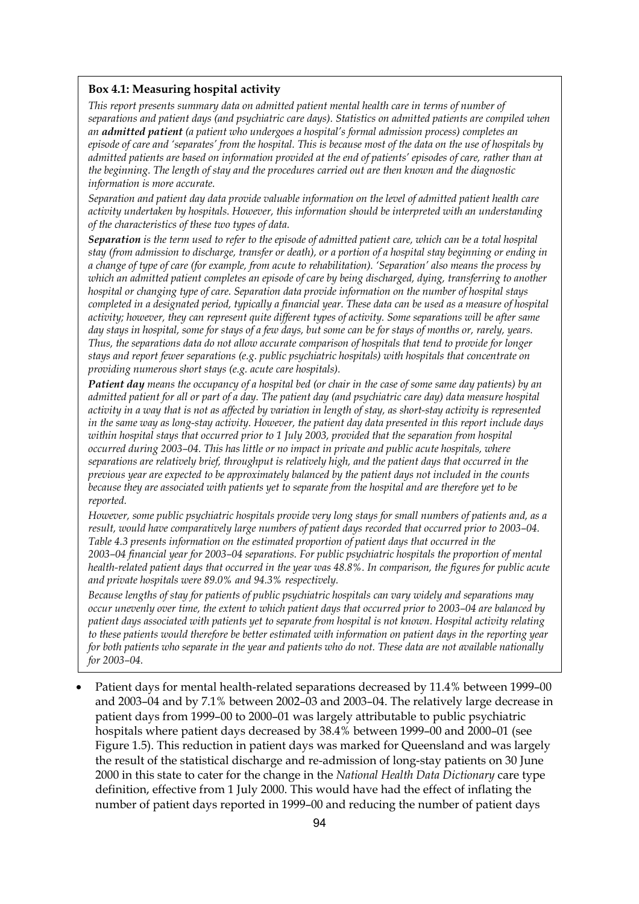**Box 4.1: Measuring hospital activity**

*This report presents summary data on admitted patient mental health care in terms of number of separations and patient days (and psychiatric care days). Statistics on admitted patients are compiled when an **admitted patient** (a patient who undergoes a hospital's formal admission process) completes an episode of care and 'separates' from the hospital. This is because most of the data on the use of hospitals by admitted patients are based on information provided at the end of patients' episodes of care, rather than at the beginning. The length of stay and the procedures carried out are then known and the diagnostic information is more accurate.*

*Separation and patient day data provide valuable information on the level of admitted patient health care activity undertaken by hospitals. However, this information should be interpreted with an understanding of the characteristics of these two types of data.*

***Separation** is the term used to refer to the episode of admitted patient care, which can be a total hospital stay (from admission to discharge, transfer or death), or a portion of a hospital stay beginning or ending in a change of type of care (for example, from acute to rehabilitation). 'Separation' also means the process by which an admitted patient completes an episode of care by being discharged, dying, transferring to another hospital or changing type of care. Separation data provide information on the number of hospital stays completed in a designated period, typically a financial year. These data can be used as a measure of hospital activity; however, they can represent quite different types of activity. Some separations will be after same day stays in hospital, some for stays of a few days, but some can be for stays of months or, rarely, years. Thus, the separations data do not allow accurate comparison of hospitals that tend to provide for longer stays and report fewer separations (e.g. public psychiatric hospitals) with hospitals that concentrate on providing numerous short stays (e.g. acute care hospitals).*

***Patient day** means the occupancy of a hospital bed (or chair in the case of some same day patients) by an admitted patient for all or part of a day. The patient day (and psychiatric care day) data measure hospital activity in a way that is not as affected by variation in length of stay, as short-stay activity is represented in the same way as long-stay activity. However, the patient day data presented in this report include days within hospital stays that occurred prior to 1 July 2003, provided that the separation from hospital occurred during 2003–04. This has little or no impact in private and public acute hospitals, where separations are relatively brief, throughput is relatively high, and the patient days that occurred in the previous year are expected to be approximately balanced by the patient days not included in the counts because they are associated with patients yet to separate from the hospital and are therefore yet to be reported.*

*However, some public psychiatric hospitals provide very long stays for small numbers of patients and, as a result, would have comparatively large numbers of patient days recorded that occurred prior to 2003–04. Table 4.3 presents information on the estimated proportion of patient days that occurred in the 2003–04 financial year for 2003–04 separations. For public psychiatric hospitals the proportion of mental health-related patient days that occurred in the year was 48.8%. In comparison, the figures for public acute and private hospitals were 89.0% and 94.3% respectively.*

*Because lengths of stay for patients of public psychiatric hospitals can vary widely and separations may occur unevenly over time, the extent to which patient days that occurred prior to 2003–04 are balanced by patient days associated with patients yet to separate from hospital is not known. Hospital activity relating to these patients would therefore be better estimated with information on patient days in the reporting year for both patients who separate in the year and patients who do not. These data are not available nationally for 2003–04.*

- Patient days for mental health-related separations decreased by 11.4% between 1999–00 and 2003–04 and by 7.1% between 2002–03 and 2003–04. The relatively large decrease in patient days from 1999–00 to 2000–01 was largely attributable to public psychiatric hospitals where patient days decreased by 38.4% between 1999–00 and 2000–01 (see Figure 1.5). This reduction in patient days was marked for Queensland and was largely the result of the statistical discharge and re-admission of long-stay patients on 30 June 2000 in this state to cater for the change in the *National Health Data Dictionary* care type definition, effective from 1 July 2000. This would have had the effect of inflating the number of patient days reported in 1999–00 and reducing the number of patient days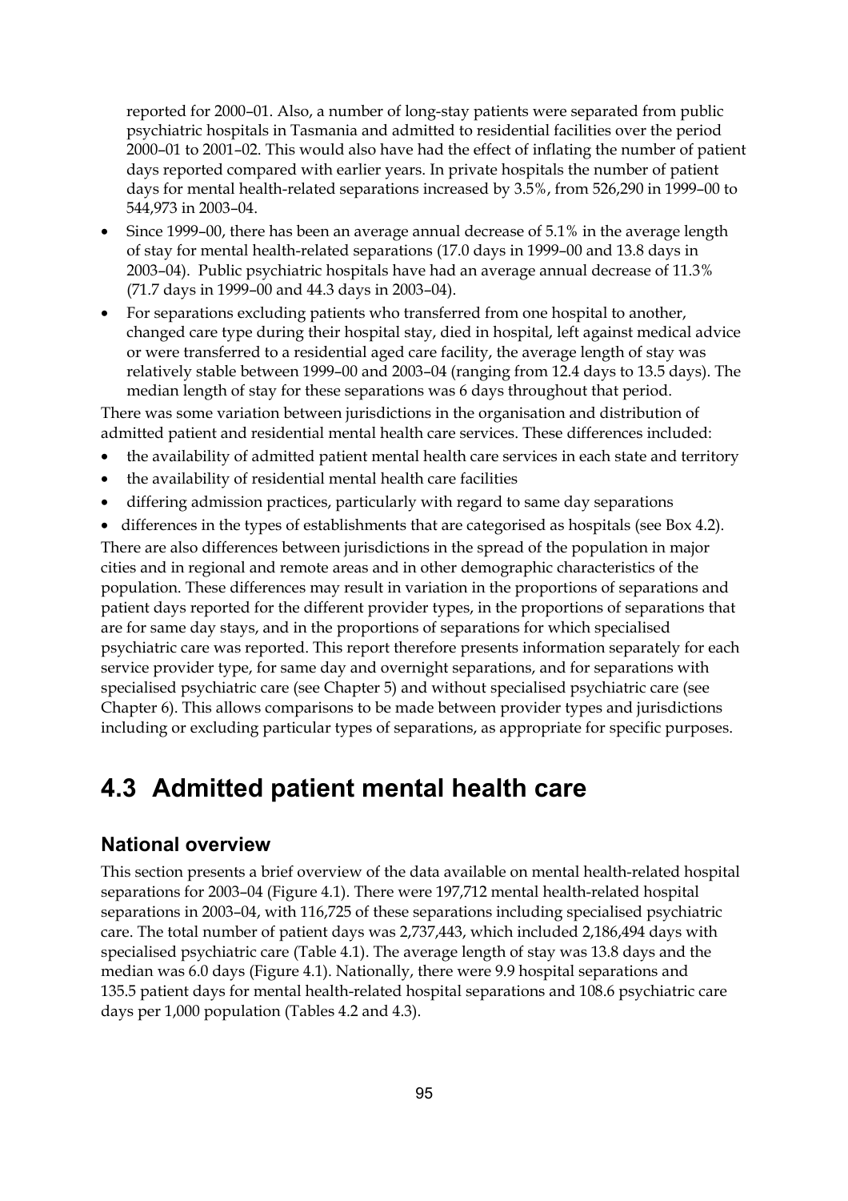reported for 2000–01. Also, a number of long-stay patients were separated from public psychiatric hospitals in Tasmania and admitted to residential facilities over the period 2000–01 to 2001–02. This would also have had the effect of inflating the number of patient days reported compared with earlier years. In private hospitals the number of patient days for mental health-related separations increased by 3.5%, from 526,290 in 1999–00 to 544,973 in 2003–04.

- Since 1999–00, there has been an average annual decrease of 5.1% in the average length of stay for mental health-related separations (17.0 days in 1999–00 and 13.8 days in 2003–04). Public psychiatric hospitals have had an average annual decrease of 11.3% (71.7 days in 1999–00 and 44.3 days in 2003–04).
- For separations excluding patients who transferred from one hospital to another, changed care type during their hospital stay, died in hospital, left against medical advice or were transferred to a residential aged care facility, the average length of stay was relatively stable between 1999–00 and 2003–04 (ranging from 12.4 days to 13.5 days). The median length of stay for these separations was 6 days throughout that period.

There was some variation between jurisdictions in the organisation and distribution of admitted patient and residential mental health care services. These differences included:

- the availability of admitted patient mental health care services in each state and territory
- the availability of residential mental health care facilities
- differing admission practices, particularly with regard to same day separations
- differences in the types of establishments that are categorised as hospitals (see Box 4.2).

There are also differences between jurisdictions in the spread of the population in major cities and in regional and remote areas and in other demographic characteristics of the population. These differences may result in variation in the proportions of separations and patient days reported for the different provider types, in the proportions of separations that are for same day stays, and in the proportions of separations for which specialised psychiatric care was reported. This report therefore presents information separately for each service provider type, for same day and overnight separations, and for separations with specialised psychiatric care (see Chapter 5) and without specialised psychiatric care (see Chapter 6). This allows comparisons to be made between provider types and jurisdictions including or excluding particular types of separations, as appropriate for specific purposes.

## 4.3 Admitted patient mental health care

### National overview

This section presents a brief overview of the data available on mental health-related hospital separations for 2003–04 (Figure 4.1). There were 197,712 mental health-related hospital separations in 2003–04, with 116,725 of these separations including specialised psychiatric care. The total number of patient days was 2,737,443, which included 2,186,494 days with specialised psychiatric care (Table 4.1). The average length of stay was 13.8 days and the median was 6.0 days (Figure 4.1). Nationally, there were 9.9 hospital separations and 135.5 patient days for mental health-related hospital separations and 108.6 psychiatric care days per 1,000 population (Tables 4.2 and 4.3).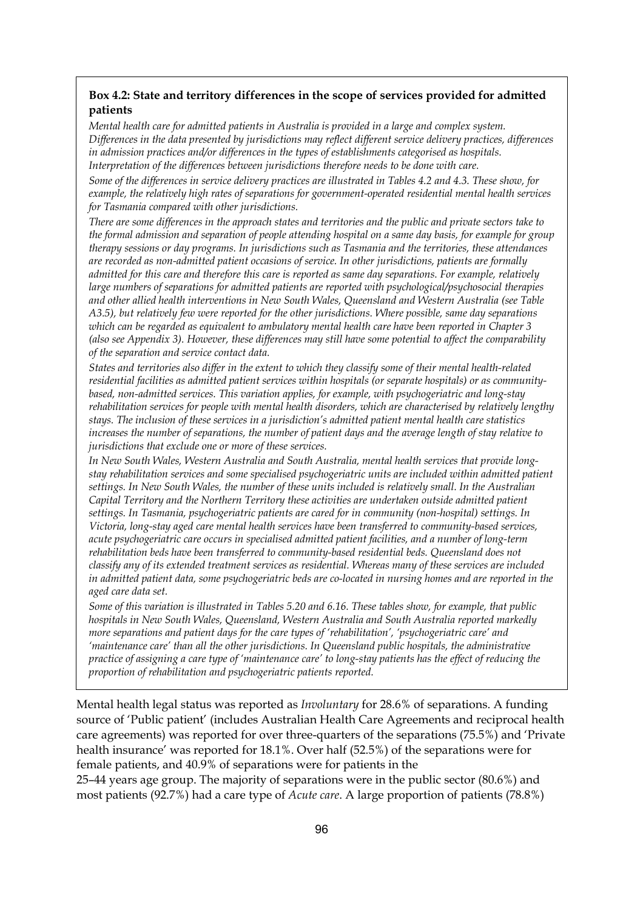**Box 4.2: State and territory differences in the scope of services provided for admitted patients**

*Mental health care for admitted patients in Australia is provided in a large and complex system. Differences in the data presented by jurisdictions may reflect different service delivery practices, differences in admission practices and/or differences in the types of establishments categorised as hospitals. Interpretation of the differences between jurisdictions therefore needs to be done with care.*

*Some of the differences in service delivery practices are illustrated in Tables 4.2 and 4.3. These show, for example, the relatively high rates of separations for government-operated residential mental health services for Tasmania compared with other jurisdictions.*

*There are some differences in the approach states and territories and the public and private sectors take to the formal admission and separation of people attending hospital on a same day basis, for example for group therapy sessions or day programs. In jurisdictions such as Tasmania and the territories, these attendances are recorded as non-admitted patient occasions of service. In other jurisdictions, patients are formally admitted for this care and therefore this care is reported as same day separations. For example, relatively large numbers of separations for admitted patients are reported with psychological/psychosocial therapies and other allied health interventions in New South Wales, Queensland and Western Australia (see Table A3.5), but relatively few were reported for the other jurisdictions. Where possible, same day separations which can be regarded as equivalent to ambulatory mental health care have been reported in Chapter 3 (also see Appendix 3). However, these differences may still have some potential to affect the comparability of the separation and service contact data.*

*States and territories also differ in the extent to which they classify some of their mental health-related residential facilities as admitted patient services within hospitals (or separate hospitals) or as community-based, non-admitted services. This variation applies, for example, with psychogeriatric and long-stay rehabilitation services for people with mental health disorders, which are characterised by relatively lengthy stays. The inclusion of these services in a jurisdiction's admitted patient mental health care statistics increases the number of separations, the number of patient days and the average length of stay relative to jurisdictions that exclude one or more of these services.*

*In New South Wales, Western Australia and South Australia, mental health services that provide long-stay rehabilitation services and some specialised psychogeriatric units are included within admitted patient settings. In New South Wales, the number of these units included is relatively small. In the Australian Capital Territory and the Northern Territory these activities are undertaken outside admitted patient settings. In Tasmania, psychogeriatric patients are cared for in community (non-hospital) settings. In Victoria, long-stay aged care mental health services have been transferred to community-based services, acute psychogeriatric care occurs in specialised admitted patient facilities, and a number of long-term rehabilitation beds have been transferred to community-based residential beds. Queensland does not classify any of its extended treatment services as residential. Whereas many of these services are included in admitted patient data, some psychogeriatric beds are co-located in nursing homes and are reported in the aged care data set.*

*Some of this variation is illustrated in Tables 5.20 and 6.16. These tables show, for example, that public hospitals in New South Wales, Queensland, Western Australia and South Australia reported markedly more separations and patient days for the care types of 'rehabilitation', 'psychogeriatric care' and 'maintenance care' than all the other jurisdictions. In Queensland public hospitals, the administrative practice of assigning a care type of 'maintenance care' to long-stay patients has the effect of reducing the proportion of rehabilitation and psychogeriatric patients reported.*

Mental health legal status was reported as *Involuntary* for 28.6% of separations. A funding source of 'Public patient' (includes Australian Health Care Agreements and reciprocal health care agreements) was reported for over three-quarters of the separations (75.5%) and 'Private health insurance' was reported for 18.1%. Over half (52.5%) of the separations were for female patients, and 40.9% of separations were for patients in the 25–44 years age group. The majority of separations were in the public sector (80.6%) and most patients (92.7%) had a care type of *Acute care*. A large proportion of patients (78.8%)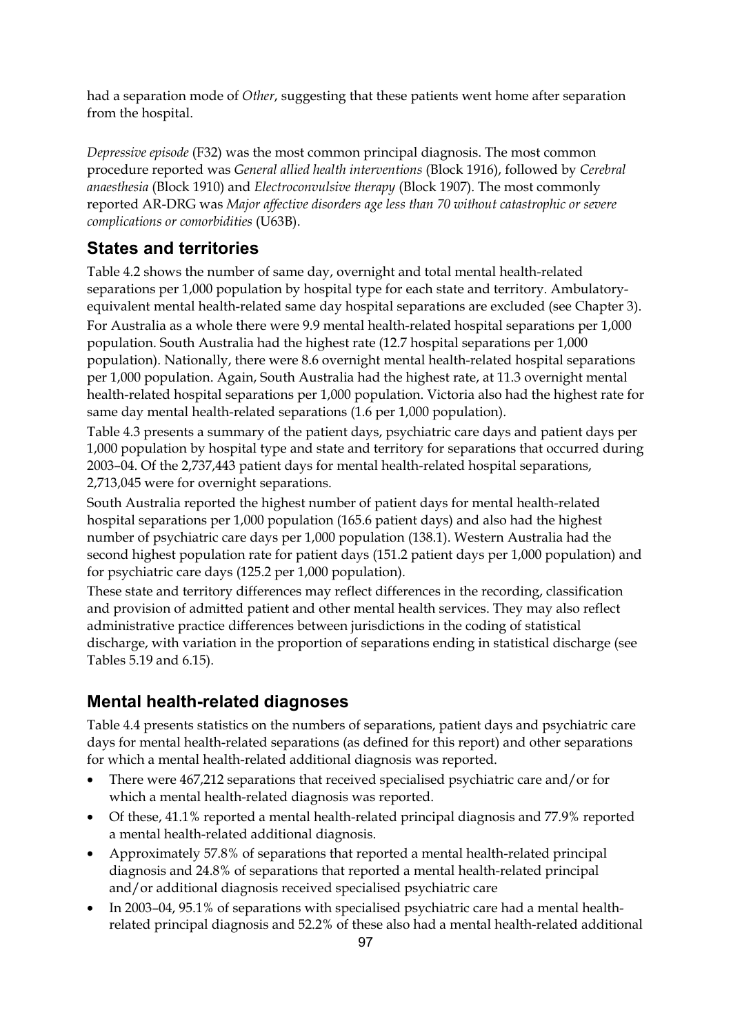had a separation mode of *Other*, suggesting that these patients went home after separation from the hospital.

*Depressive episode* (F32) was the most common principal diagnosis. The most common procedure reported was *General allied health interventions* (Block 1916), followed by *Cerebral anaesthesia* (Block 1910) and *Electroconvulsive therapy* (Block 1907). The most commonly reported AR-DRG was *Major affective disorders age less than 70 without catastrophic or severe complications or comorbidities* (U63B).

## States and territories

Table 4.2 shows the number of same day, overnight and total mental health-related separations per 1,000 population by hospital type for each state and territory. Ambulatory-equivalent mental health-related same day hospital separations are excluded (see Chapter 3).

For Australia as a whole there were 9.9 mental health-related hospital separations per 1,000 population. South Australia had the highest rate (12.7 hospital separations per 1,000 population). Nationally, there were 8.6 overnight mental health-related hospital separations per 1,000 population. Again, South Australia had the highest rate, at 11.3 overnight mental health-related hospital separations per 1,000 population. Victoria also had the highest rate for same day mental health-related separations (1.6 per 1,000 population).

Table 4.3 presents a summary of the patient days, psychiatric care days and patient days per 1,000 population by hospital type and state and territory for separations that occurred during 2003–04. Of the 2,737,443 patient days for mental health-related hospital separations, 2,713,045 were for overnight separations.

South Australia reported the highest number of patient days for mental health-related hospital separations per 1,000 population (165.6 patient days) and also had the highest number of psychiatric care days per 1,000 population (138.1). Western Australia had the second highest population rate for patient days (151.2 patient days per 1,000 population) and for psychiatric care days (125.2 per 1,000 population).

These state and territory differences may reflect differences in the recording, classification and provision of admitted patient and other mental health services. They may also reflect administrative practice differences between jurisdictions in the coding of statistical discharge, with variation in the proportion of separations ending in statistical discharge (see Tables 5.19 and 6.15).

## Mental health-related diagnoses

Table 4.4 presents statistics on the numbers of separations, patient days and psychiatric care days for mental health-related separations (as defined for this report) and other separations for which a mental health-related additional diagnosis was reported.

- There were 467,212 separations that received specialised psychiatric care and/or for which a mental health-related diagnosis was reported.
- Of these, 41.1% reported a mental health-related principal diagnosis and 77.9% reported a mental health-related additional diagnosis.
- Approximately 57.8% of separations that reported a mental health-related principal diagnosis and 24.8% of separations that reported a mental health-related principal and/or additional diagnosis received specialised psychiatric care
- In 2003–04, 95.1% of separations with specialised psychiatric care had a mental health-related principal diagnosis and 52.2% of these also had a mental health-related additional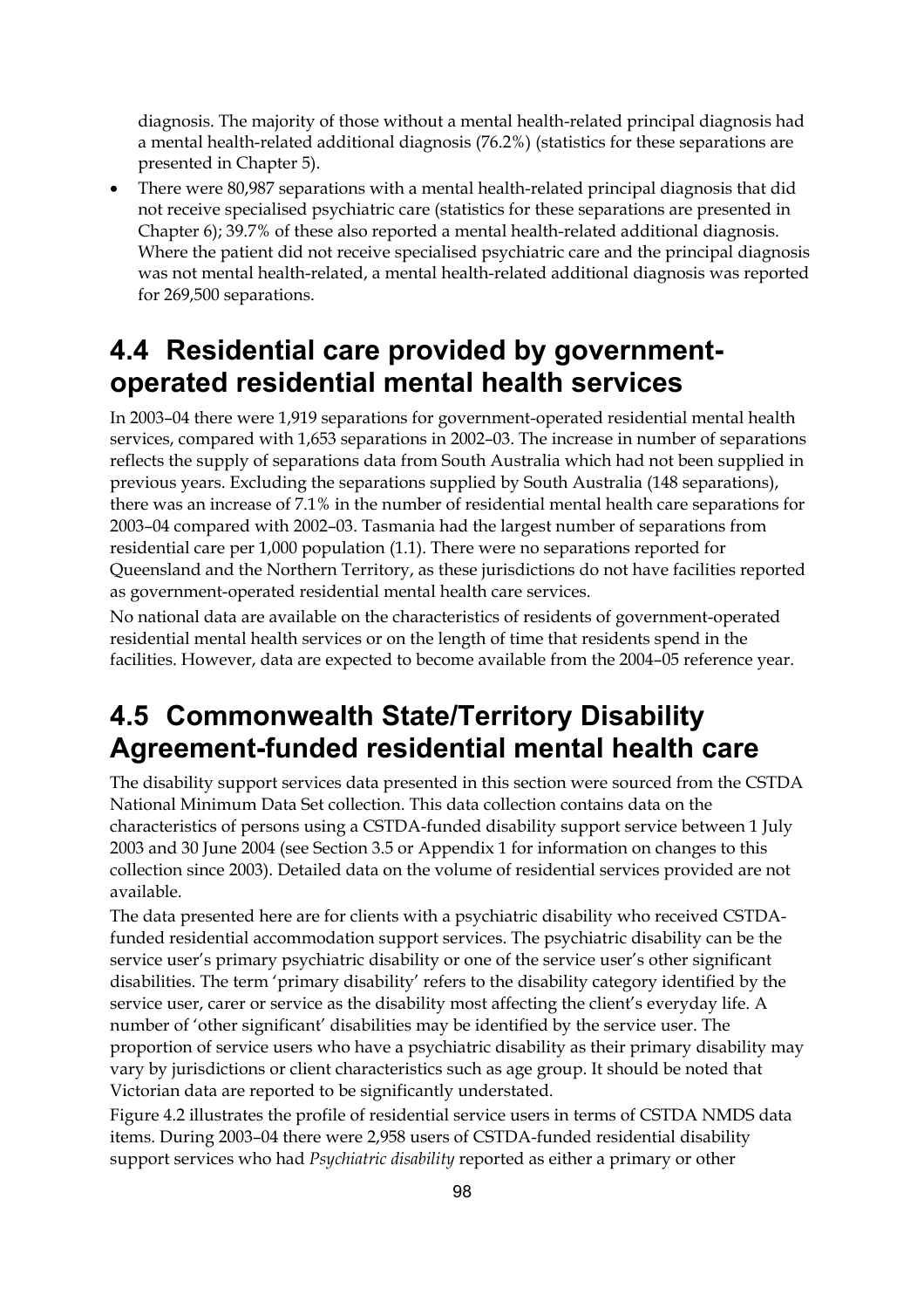diagnosis. The majority of those without a mental health-related principal diagnosis had a mental health-related additional diagnosis (76.2%) (statistics for these separations are presented in Chapter 5).

- There were 80,987 separations with a mental health-related principal diagnosis that did not receive specialised psychiatric care (statistics for these separations are presented in Chapter 6); 39.7% of these also reported a mental health-related additional diagnosis. Where the patient did not receive specialised psychiatric care and the principal diagnosis was not mental health-related, a mental health-related additional diagnosis was reported for 269,500 separations.

## 4.4 Residential care provided by government-operated residential mental health services

In 2003–04 there were 1,919 separations for government-operated residential mental health services, compared with 1,653 separations in 2002–03. The increase in number of separations reflects the supply of separations data from South Australia which had not been supplied in previous years. Excluding the separations supplied by South Australia (148 separations), there was an increase of 7.1% in the number of residential mental health care separations for 2003–04 compared with 2002–03. Tasmania had the largest number of separations from residential care per 1,000 population (1.1). There were no separations reported for Queensland and the Northern Territory, as these jurisdictions do not have facilities reported as government-operated residential mental health care services.

No national data are available on the characteristics of residents of government-operated residential mental health services or on the length of time that residents spend in the facilities. However, data are expected to become available from the 2004–05 reference year.

## 4.5 Commonwealth State/Territory Disability Agreement-funded residential mental health care

The disability support services data presented in this section were sourced from the CSTDA National Minimum Data Set collection. This data collection contains data on the characteristics of persons using a CSTDA-funded disability support service between 1 July 2003 and 30 June 2004 (see Section 3.5 or Appendix 1 for information on changes to this collection since 2003). Detailed data on the volume of residential services provided are not available.

The data presented here are for clients with a psychiatric disability who received CSTDA-funded residential accommodation support services. The psychiatric disability can be the service user's primary psychiatric disability or one of the service user's other significant disabilities. The term 'primary disability' refers to the disability category identified by the service user, carer or service as the disability most affecting the client's everyday life. A number of 'other significant' disabilities may be identified by the service user. The proportion of service users who have a psychiatric disability as their primary disability may vary by jurisdictions or client characteristics such as age group. It should be noted that Victorian data are reported to be significantly understated.

Figure 4.2 illustrates the profile of residential service users in terms of CSTDA NMDS data items. During 2003–04 there were 2,958 users of CSTDA-funded residential disability support services who had *Psychiatric disability* reported as either a primary or other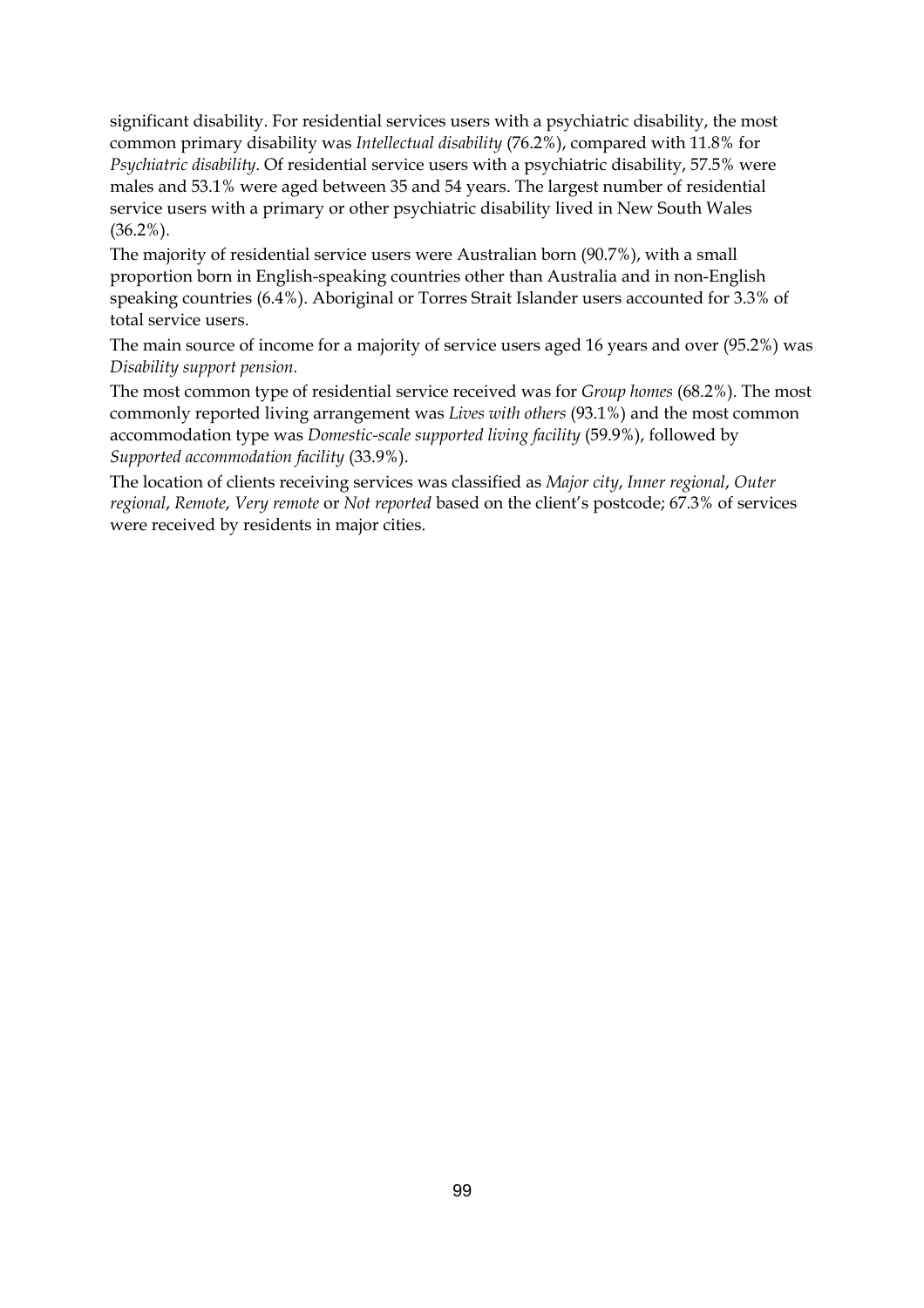significant disability. For residential services users with a psychiatric disability, the most common primary disability was *Intellectual disability* (76.2%), compared with 11.8% for *Psychiatric disability*. Of residential service users with a psychiatric disability, 57.5% were males and 53.1% were aged between 35 and 54 years. The largest number of residential service users with a primary or other psychiatric disability lived in New South Wales (36.2%).

The majority of residential service users were Australian born (90.7%), with a small proportion born in English-speaking countries other than Australia and in non-English speaking countries (6.4%). Aboriginal or Torres Strait Islander users accounted for 3.3% of total service users.

The main source of income for a majority of service users aged 16 years and over (95.2%) was *Disability support pension*.

The most common type of residential service received was for *Group homes* (68.2%). The most commonly reported living arrangement was *Lives with others* (93.1%) and the most common accommodation type was *Domestic-scale supported living facility* (59.9%), followed by *Supported accommodation facility* (33.9%).

The location of clients receiving services was classified as *Major city*, *Inner regional*, *Outer regional*, *Remote*, *Very remote* or *Not reported* based on the client's postcode; 67.3% of services were received by residents in major cities.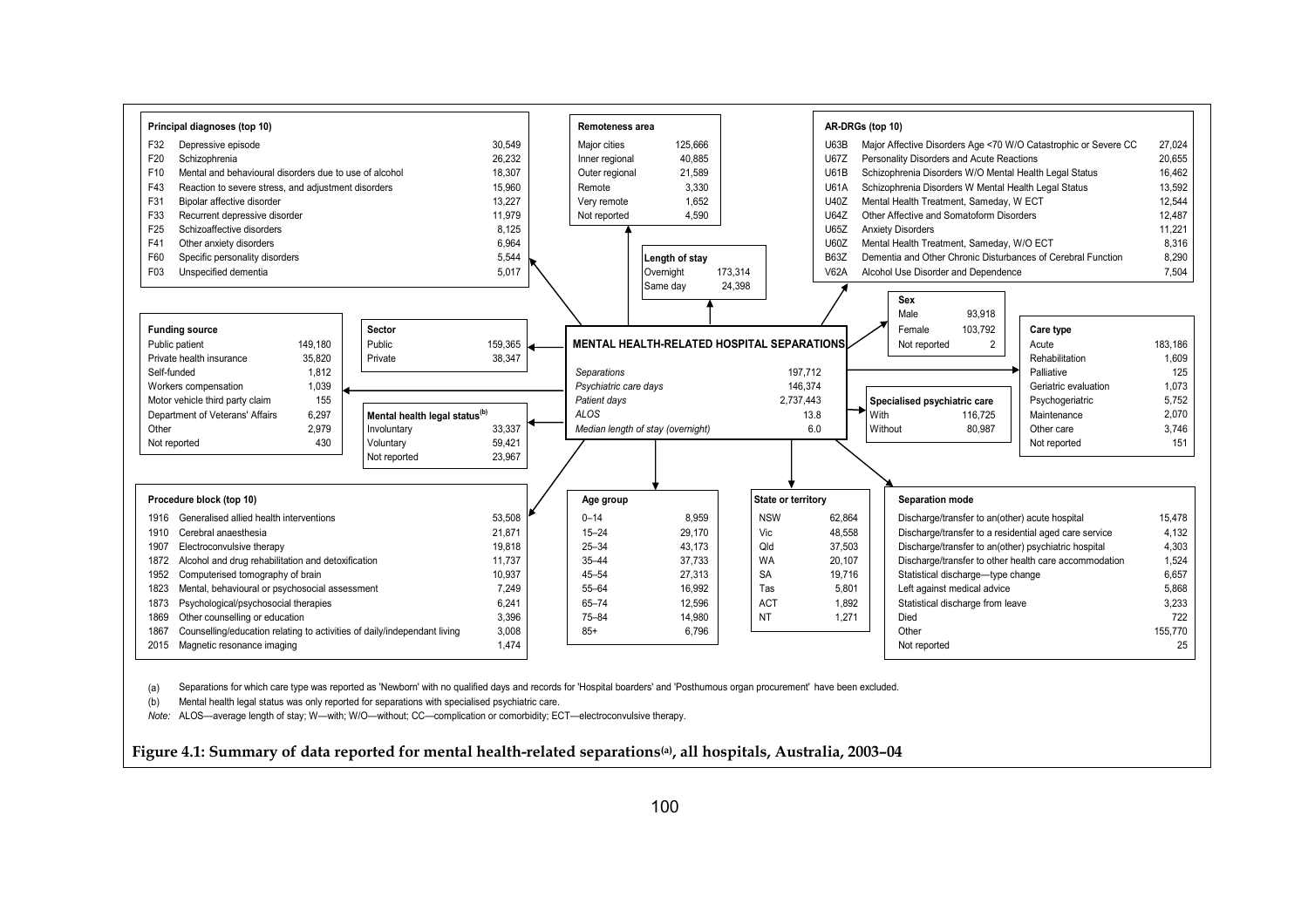### MENTAL HEALTH-RELATED HOSPITAL SEPARATIONS

| | |
|---|---|
| *Separations* | 197,712 |
| *Psychiatric care days* | 146,374 |
| *Patient days* | 2,737,443 |
| *ALOS* | 13.8 |
| *Median length of stay (overnight)* | 6.0 |

**Principal diagnoses (top 10)**

| | | |
|---|---|---|
| F32 | Depressive episode | 30,549 |
| F20 | Schizophrenia | 26,232 |
| F10 | Mental and behavioural disorders due to use of alcohol | 18,307 |
| F43 | Reaction to severe stress, and adjustment disorders | 15,960 |
| F31 | Bipolar affective disorder | 13,227 |
| F33 | Recurrent depressive disorder | 11,979 |
| F25 | Schizoaffective disorders | 8,125 |
| F41 | Other anxiety disorders | 6,964 |
| F60 | Specific personality disorders | 5,544 |
| F03 | Unspecified dementia | 5,017 |

**Remoteness area**

| | |
|---|---|
| Major cities | 125,666 |
| Inner regional | 40,885 |
| Outer regional | 21,589 |
| Remote | 3,330 |
| Very remote | 1,652 |
| Not reported | 4,590 |

**Length of stay**

| | |
|---|---|
| Overnight | 173,314 |
| Same day | 24,398 |

**AR-DRGs (top 10)**

| | | |
|---|---|---|
| U63B | Major Affective Disorders Age <70 W/O Catastrophic or Severe CC | 27,024 |
| U67Z | Personality Disorders and Acute Reactions | 20,655 |
| U61B | Schizophrenia Disorders W/O Mental Health Legal Status | 16,462 |
| U61A | Schizophrenia Disorders W Mental Health Legal Status | 13,592 |
| U40Z | Mental Health Treatment, Sameday, W ECT | 12,544 |
| U64Z | Other Affective and Somatoform Disorders | 12,487 |
| U65Z | Anxiety Disorders | 11,221 |
| U60Z | Mental Health Treatment, Sameday, W/O ECT | 8,316 |
| B63Z | Dementia and Other Chronic Disturbances of Cerebral Function | 8,290 |
| V62A | Alcohol Use Disorder and Dependence | 7,504 |

**Sex**

| | |
|---|---|
| Male | 93,918 |
| Female | 103,792 |
| Not reported | 2 |

**Funding source**

| | |
|---|---|
| Public patient | 149,180 |
| Private health insurance | 35,820 |
| Self-funded | 1,812 |
| Workers compensation | 1,039 |
| Motor vehicle third party claim | 155 |
| Department of Veterans' Affairs | 6,297 |
| Other | 2,979 |
| Not reported | 430 |

**Sector**

| | |
|---|---|
| Public | 159,365 |
| Private | 38,347 |

**Mental health legal status[(b)]**

| | |
|---|---|
| Involuntary | 33,337 |
| Voluntary | 59,421 |
| Not reported | 23,967 |

**Specialised psychiatric care**

| | |
|---|---|
| With | 116,725 |
| Without | 80,987 |

**Care type**

| | |
|---|---|
| Acute | 183,186 |
| Rehabilitation | 1,609 |
| Palliative | 125 |
| Geriatric evaluation | 1,073 |
| Psychogeriatric | 5,752 |
| Maintenance | 2,070 |
| Other care | 3,746 |
| Not reported | 151 |

**Procedure block (top 10)**

| | | |
|---|---|---|
| 1916 | Generalised allied health interventions | 53,508 |
| 1910 | Cerebral anaesthesia | 21,871 |
| 1907 | Electroconvulsive therapy | 19,818 |
| 1872 | Alcohol and drug rehabilitation and detoxification | 11,737 |
| 1952 | Computerised tomography of brain | 10,937 |
| 1823 | Mental, behavioural or psychosocial assessment | 7,249 |
| 1873 | Psychological/psychosocial therapies | 6,241 |
| 1869 | Other counselling or education | 3,396 |
| 1867 | Counselling/education relating to activities of daily/independant living | 3,008 |
| 2015 | Magnetic resonance imaging | 1,474 |

**Age group**

| | |
|---|---|
| 0–14 | 8,959 |
| 15–24 | 29,170 |
| 25–34 | 43,173 |
| 35–44 | 37,733 |
| 45–54 | 27,313 |
| 55–64 | 16,992 |
| 65–74 | 12,596 |
| 75–84 | 14,980 |
| 85+ | 6,796 |

**State or territory**

| | |
|---|---|
| NSW | 62,864 |
| Vic | 48,558 |
| Qld | 37,503 |
| WA | 20,107 |
| SA | 19,716 |
| Tas | 5,801 |
| ACT | 1,892 |
| NT | 1,271 |

**Separation mode**

| | |
|---|---|
| Discharge/transfer to an(other) acute hospital | 15,478 |
| Discharge/transfer to a residential aged care service | 4,132 |
| Discharge/transfer to an(other) psychiatric hospital | 4,303 |
| Discharge/transfer to other health care accommodation | 1,524 |
| Statistical discharge—type change | 6,657 |
| Left against medical advice | 5,868 |
| Statistical discharge from leave | 3,233 |
| Died | 722 |
| Other | 155,770 |
| Not reported | 25 |

(a) Separations for which care type was reported as 'Newborn' with no qualified days and records for 'Hospital boarders' and 'Posthumous organ procurement' have been excluded.

(b) Mental health legal status was only reported for separations with specialised psychiatric care.

*Note:* ALOS—average length of stay; W—with; W/O—without; CC—complication or comorbidity; ECT—electroconvulsive therapy.

**Figure 4.1: Summary of data reported for mental health-related separations[(a)], all hospitals, Australia, 2003–04**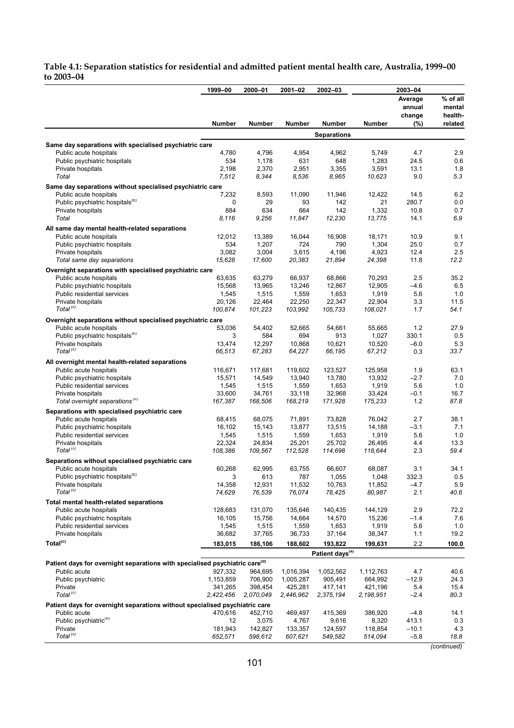**Table 4.1: Separation statistics for residential and admitted patient mental health care, Australia, 1999–00 to 2003–04**

| | 1999–00 | 2000–01 | 2001–02 | 2002–03 | 2003–04 | | |
|---|---|---|---|---|---|---|---|
| | Number | Number | Number | Number | Number | Average annual change (%) | % of all mental health-related |
| | | | | **Separations** | | | |
| **Same day separations with specialised psychiatric care** | | | | | | | |
| Public acute hospitals | 4,780 | 4,796 | 4,954 | 4,962 | 5,749 | 4.7 | 2.9 |
| Public psychiatric hospitals | 534 | 1,178 | 631 | 648 | 1,283 | 24.5 | 0.6 |
| Private hospitals | 2,198 | 2,370 | 2,951 | 3,355 | 3,591 | 13.1 | 1.8 |
| *Total* | *7,512* | *8,344* | *8,536* | *8,965* | *10,623* | 9.0 | *5.3* |
| **Same day separations without specialised psychiatric care** | | | | | | | |
| Public acute hospitals | 7,232 | 8,593 | 11,090 | 11,946 | 12,422 | 14.5 | 6.2 |
| Public psychiatric hospitals[(b)] | 0 | 29 | 93 | 142 | 21 | 280.7 | 0.0 |
| Private hospitals | 884 | 634 | 664 | 142 | 1,332 | 10.8 | 0.7 |
| *Total* | *8,116* | *9,256* | *11,847* | *12,230* | *13,775* | 14.1 | *6.9* |
| **All same day mental health-related separations** | | | | | | | |
| Public acute hospitals | 12,012 | 13,389 | 16,044 | 16,908 | 18,171 | 10.9 | 9.1 |
| Public psychiatric hospitals | 534 | 1,207 | 724 | 790 | 1,304 | 25.0 | 0.7 |
| Private hospitals | 3,082 | 3,004 | 3,615 | 4,196 | 4,923 | 12.4 | 2.5 |
| *Total same day separations* | *15,628* | *17,600* | *20,383* | *21,894* | *24,398* | 11.8 | *12.2* |
| **Overnight separations with specialised psychiatric care** | | | | | | | |
| Public acute hospitals | 63,635 | 63,279 | 66,937 | 68,866 | 70,293 | 2.5 | 35.2 |
| Public psychiatric hospitals | 15,568 | 13,965 | 13,246 | 12,867 | 12,905 | –4.6 | 6.5 |
| Public residential services | 1,545 | 1,515 | 1,559 | 1,653 | 1,919 | 5.6 | 1.0 |
| Private hospitals | 20,126 | 22,464 | 22,250 | 22,347 | 22,904 | 3.3 | 11.5 |
| *Total*[(c)] | *100,874* | *101,223* | *103,992* | *105,733* | *108,021* | 1.7 | *54.1* |
| **Overnight separations without specialised psychiatric care** | | | | | | | |
| Public acute hospitals | 53,036 | 54,402 | 52,665 | 54,661 | 55,665 | 1.2 | 27.9 |
| Public psychiatric hospitals[(b)] | 3 | 584 | 694 | 913 | 1,027 | 330.1 | 0.5 |
| Private hospitals | 13,474 | 12,297 | 10,868 | 10,621 | 10,520 | –6.0 | 5.3 |
| *Total*[(c)] | *66,513* | *67,283* | *64,227* | *66,195* | *67,212* | 0.3 | *33.7* |
| **All overnight mental health-related separations** | | | | | | | |
| Public acute hospitals | 116,671 | 117,681 | 119,602 | 123,527 | 125,958 | 1.9 | 63.1 |
| Public psychiatric hospitals | 15,571 | 14,549 | 13,940 | 13,780 | 13,932 | –2.7 | 7.0 |
| Public residential services | 1,545 | 1,515 | 1,559 | 1,653 | 1,919 | 5.6 | 1.0 |
| Private hospitals | 33,600 | 34,761 | 33,118 | 32,968 | 33,424 | –0.1 | 16.7 |
| *Total overnight separations*[(c)] | *167,387* | *168,506* | *168,219* | *171,928* | *175,233* | 1.2 | *87.8* |
| **Separations with specialised psychiatric care** | | | | | | | |
| Public acute hospitals | 68,415 | 68,075 | 71,891 | 73,828 | 76,042 | 2.7 | 38.1 |
| Public psychiatric hospitals | 16,102 | 15,143 | 13,877 | 13,515 | 14,188 | –3.1 | 7.1 |
| Public residential services | 1,545 | 1,515 | 1,559 | 1,653 | 1,919 | 5.6 | 1.0 |
| Private hospitals | 22,324 | 24,834 | 25,201 | 25,702 | 26,495 | 4.4 | 13.3 |
| *Total*[(c)] | *108,386* | *109,567* | *112,528* | *114,698* | *118,644* | 2.3 | *59.4* |
| **Separations without specialised psychiatric care** | | | | | | | |
| Public acute hospitals | 60,268 | 62,995 | 63,755 | 66,607 | 68,087 | 3.1 | 34.1 |
| Public psychiatric hospitals[(b)] | 3 | 613 | 787 | 1,055 | 1,048 | 332.3 | 0.5 |
| Private hospitals | 14,358 | 12,931 | 11,532 | 10,763 | 11,852 | –4.7 | 5.9 |
| *Total*[(c)] | *74,629* | *76,539* | *76,074* | *78,425* | *80,987* | 2.1 | *40.6* |
| **Total mental health-related separations** | | | | | | | |
| Public acute hospitals | 128,683 | 131,070 | 135,646 | 140,435 | 144,129 | 2.9 | 72.2 |
| Public psychiatric hospitals | 16,105 | 15,756 | 14,664 | 14,570 | 15,236 | –1.4 | 7.6 |
| Public residential services | 1,545 | 1,515 | 1,559 | 1,653 | 1,919 | 5.6 | 1.0 |
| Private hospitals | 36,682 | 37,765 | 36,733 | 37,164 | 38,347 | 1.1 | 19.2 |
| **Total[(c)]** | **183,015** | **186,106** | **188,602** | **193,822** | **199,631** | 2.2 | **100.0** |
| | | | | **Patient days[(a)]** | | | |
| **Patient days for overnight separations with specialised psychiatric care[(a)]** | | | | | | | |
| Public acute | 927,332 | 964,695 | 1,016,394 | 1,052,562 | 1,112,763 | 4.7 | 40.6 |
| Public psychiatric | 1,153,859 | 706,900 | 1,005,287 | 905,491 | 664,992 | –12.9 | 24.3 |
| Private | 341,265 | 398,454 | 425,281 | 417,141 | 421,196 | 5.4 | 15.4 |
| *Total*[(c)] | *2,422,456* | *2,070,049* | *2,446,962* | *2,375,194* | *2,198,951* | –2.4 | *80.3* |
| **Patient days for overnight separations without specialised psychiatric care** | | | | | | | |
| Public acute | 470,616 | 452,710 | 469,497 | 415,369 | 386,920 | –4.8 | 14.1 |
| Public psychiatric[(b)] | 12 | 3,075 | 4,767 | 9,616 | 8,320 | 413.1 | 0.3 |
| Private | 181,943 | 142,827 | 133,357 | 124,597 | 118,854 | –10.1 | 4.3 |
| *Total*[(c)] | *652,571* | *598,612* | *607,621* | *549,582* | *514,094* | –5.8 | *18.8* |

*(continued)*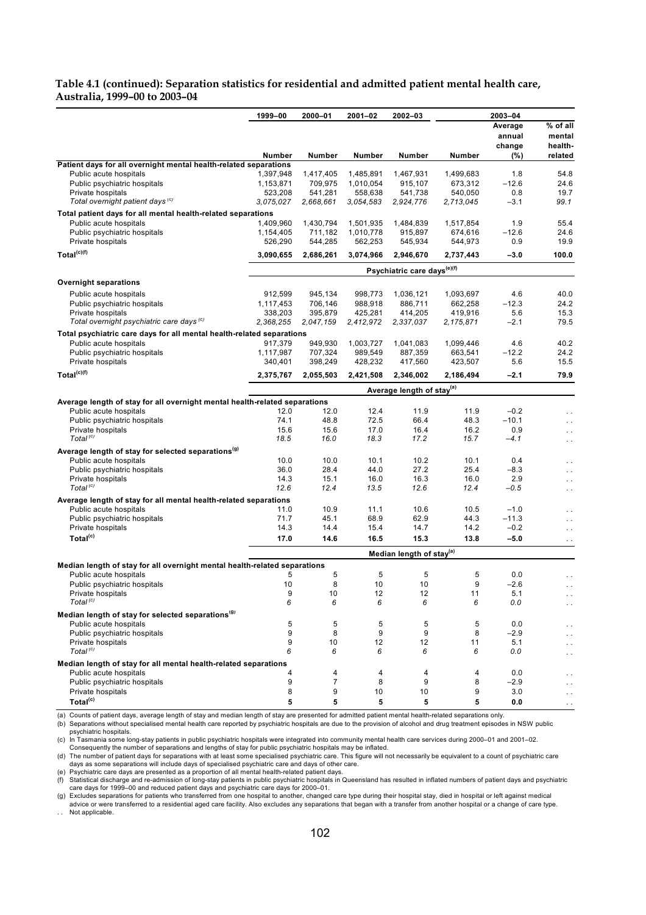**Table 4.1 (continued): Separation statistics for residential and admitted patient mental health care, Australia, 1999–00 to 2003–04**

| | 1999–00 | 2000–01 | 2001–02 | 2002–03 | 2003–04 | | |
|---|---|---|---|---|---|---|---|
| | Number | Number | Number | Number | Number | Average annual change (%) | % of all mental health-related |
| **Patient days for all overnight mental health-related separations** | | | | | | | |
| Public acute hospitals | 1,397,948 | 1,417,405 | 1,485,891 | 1,467,931 | 1,499,683 | 1.8 | 54.8 |
| Public psychiatric hospitals | 1,153,871 | 709,975 | 1,010,054 | 915,107 | 673,312 | −12.6 | 24.6 |
| Private hospitals | 523,208 | 541,281 | 558,638 | 541,738 | 540,050 | 0.8 | 19.7 |
| *Total overnight patient days* (c) | *3,075,027* | *2,668,661* | *3,054,583* | *2,924,776* | *2,713,045* | *−3.1* | *99.1* |
| **Total patient days for all mental health-related separations** | | | | | | | |
| Public acute hospitals | 1,409,960 | 1,430,794 | 1,501,935 | 1,484,839 | 1,517,854 | 1.9 | 55.4 |
| Public psychiatric hospitals | 1,154,405 | 711,182 | 1,010,778 | 915,897 | 674,616 | −12.6 | 24.6 |
| Private hospitals | 526,290 | 544,285 | 562,253 | 545,934 | 544,973 | 0.9 | 19.9 |
| **Total**(c)(f) | **3,090,655** | **2,686,261** | **3,074,966** | **2,946,670** | **2,737,443** | **−3.0** | **100.0** |
| | | | | Psychiatric care days(e)(f) | | | |
| **Overnight separations** | | | | | | | |
| Public acute hospitals | 912,599 | 945,134 | 998,773 | 1,036,121 | 1,093,697 | 4.6 | 40.0 |
| Public psychiatric hospitals | 1,117,453 | 706,146 | 988,918 | 886,711 | 662,258 | −12.3 | 24.2 |
| Private hospitals | 338,203 | 395,879 | 425,281 | 414,205 | 419,916 | 5.6 | 15.3 |
| *Total overnight psychiatric care days* (c) | *2,368,255* | *2,047,159* | *2,412,972* | *2,337,037* | *2,175,871* | *−2.1* | *79.5* |
| **Total psychiatric care days for all mental health-related separations** | | | | | | | |
| Public acute hospitals | 917,379 | 949,930 | 1,003,727 | 1,041,083 | 1,099,446 | 4.6 | 40.2 |
| Public psychiatric hospitals | 1,117,987 | 707,324 | 989,549 | 887,359 | 663,541 | −12.2 | 24.2 |
| Private hospitals | 340,401 | 398,249 | 428,232 | 417,560 | 423,507 | 5.6 | 15.5 |
| **Total**(c)(f) | **2,375,767** | **2,055,503** | **2,421,508** | **2,346,002** | **2,186,494** | **−2.1** | **79.9** |
| | | | | Average length of stay(a) | | | |
| **Average length of stay for all overnight mental health-related separations** | | | | | | | |
| Public acute hospitals | 12.0 | 12.0 | 12.4 | 11.9 | 11.9 | −0.2 | . . |
| Public psychiatric hospitals | 74.1 | 48.8 | 72.5 | 66.4 | 48.3 | −10.1 | . . |
| Private hospitals | 15.6 | 15.6 | 17.0 | 16.4 | 16.2 | 0.9 | . . |
| *Total* (c) | *18.5* | *16.0* | *18.3* | *17.2* | *15.7* | *−4.1* | . . |
| **Average length of stay for selected separations**(g) | | | | | | | |
| Public acute hospitals | 10.0 | 10.0 | 10.1 | 10.2 | 10.1 | 0.4 | . . |
| Public psychiatric hospitals | 36.0 | 28.4 | 44.0 | 27.2 | 25.4 | −8.3 | . . |
| Private hospitals | 14.3 | 15.1 | 16.0 | 16.3 | 16.0 | 2.9 | . . |
| *Total* (c) | *12.6* | *12.4* | *13.5* | *12.6* | *12.4* | *−0.5* | . . |
| **Average length of stay for all mental health-related separations** | | | | | | | |
| Public acute hospitals | 11.0 | 10.9 | 11.1 | 10.6 | 10.5 | −1.0 | . . |
| Public psychiatric hospitals | 71.7 | 45.1 | 68.9 | 62.9 | 44.3 | −11.3 | . . |
| Private hospitals | 14.3 | 14.4 | 15.4 | 14.7 | 14.2 | −0.2 | . . |
| **Total**(c) | **17.0** | **14.6** | **16.5** | **15.3** | **13.8** | **−5.0** | . . |
| | | | | Median length of stay(a) | | | |
| **Median length of stay for all overnight mental health-related separations** | | | | | | | |
| Public acute hospitals | 5 | 5 | 5 | 5 | 5 | 0.0 | . . |
| Public psychiatric hospitals | 10 | 8 | 10 | 10 | 9 | −2.6 | . . |
| Private hospitals | 9 | 10 | 12 | 12 | 11 | 5.1 | . . |
| *Total* (c) | *6* | *6* | *6* | *6* | *6* | *0.0* | . . |
| **Median length of stay for selected separations**(g) | | | | | | | |
| Public acute hospitals | 5 | 5 | 5 | 5 | 5 | 0.0 | . . |
| Public psychiatric hospitals | 9 | 8 | 9 | 9 | 8 | −2.9 | . . |
| Private hospitals | 9 | 10 | 12 | 12 | 11 | 5.1 | . . |
| *Total* (c) | *6* | *6* | *6* | *6* | *6* | *0.0* | . . |
| **Median length of stay for all mental health-related separations** | | | | | | | |
| Public acute hospitals | 4 | 4 | 4 | 4 | 4 | 0.0 | . . |
| Public psychiatric hospitals | 9 | 7 | 8 | 9 | 8 | −2.9 | . . |
| Private hospitals | 8 | 9 | 10 | 10 | 9 | 3.0 | . . |
| **Total**(c) | **5** | **5** | **5** | **5** | **5** | **0.0** | . . |

(a) Counts of patient days, average length of stay and median length of stay are presented for admitted patient mental health-related separations only.

(b) Separations without specialised mental health care reported by psychiatric hospitals are due to the provision of alcohol and drug treatment episodes in NSW public psychiatric hospitals.

(c) In Tasmania some long-stay patients in public psychiatric hospitals were integrated into community mental health care services during 2000–01 and 2001–02. Consequently the number of separations and lengths of stay for public psychiatric hospitals may be inflated.

(d) The number of patient days for separations with at least some specialised psychiatric care. This figure will not necessarily be equivalent to a count of psychiatric care days as some separations will include days of specialised psychiatric care and days of other care.

(e) Psychiatric care days are presented as a proportion of all mental health-related patient days.

(f) Statistical discharge and re-admission of long-stay patients in public psychiatric hospitals in Queensland has resulted in inflated numbers of patient days and psychiatric care days for 1999–00 and reduced patient days and psychiatric care days for 2000–01.

(g) Excludes separations for patients who transferred from one hospital to another, changed care type during their hospital stay, died in hospital or left against medical advice or were transferred to a residential aged care facility. Also excludes any separations that began with a transfer from another hospital or a change of care type.

. . Not applicable.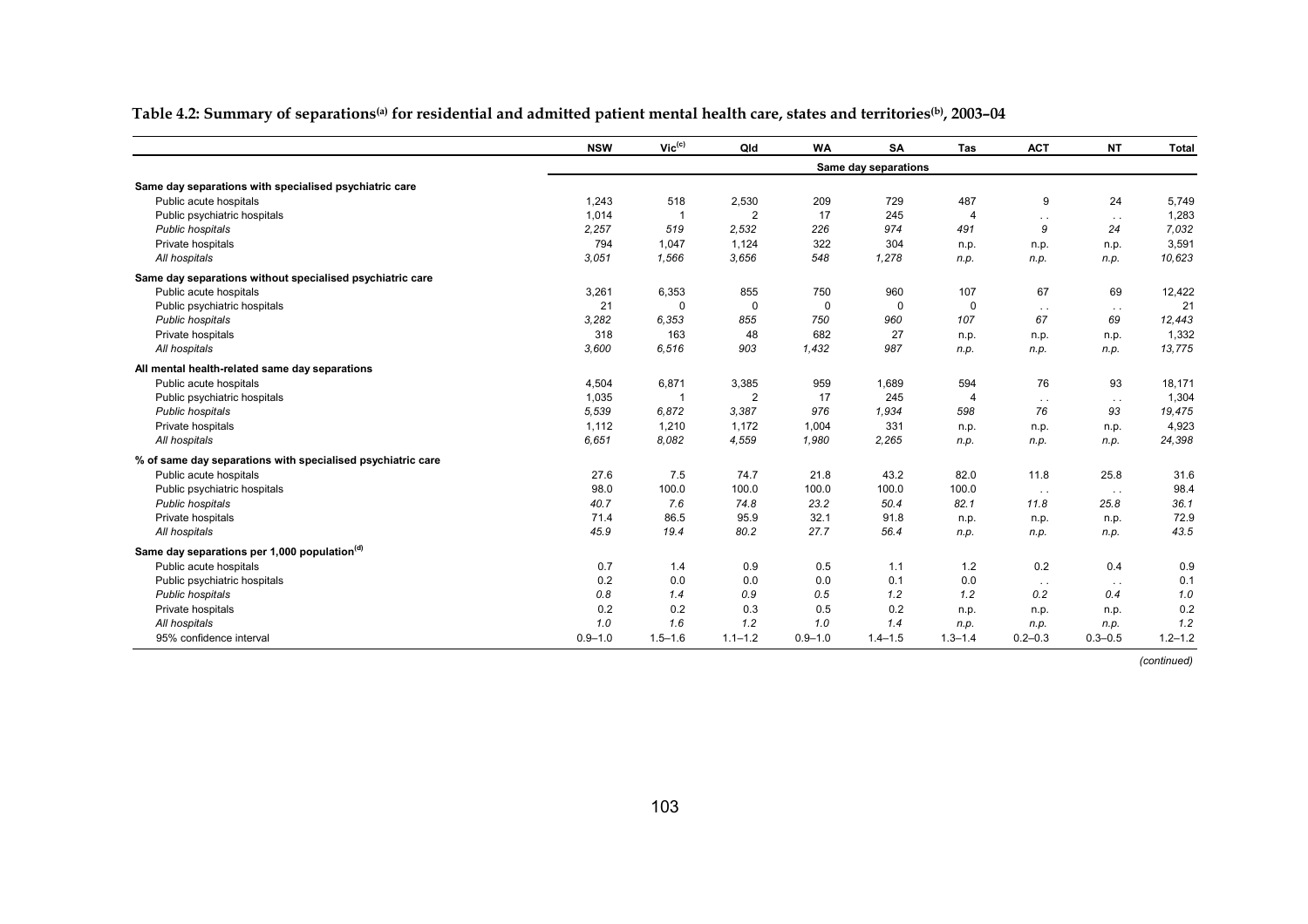**Table 4.2: Summary of separations[(a)] for residential and admitted patient mental health care, states and territories[(b)], 2003–04**

| | NSW | Vic[(c)] | Qld | WA | SA | Tas | ACT | NT | Total |
|---|---|---|---|---|---|---|---|---|---|
| | | | | | Same day separations | | | | |
| **Same day separations with specialised psychiatric care** | | | | | | | | | |
| Public acute hospitals | 1,243 | 518 | 2,530 | 209 | 729 | 487 | 9 | 24 | 5,749 |
| Public psychiatric hospitals | 1,014 | 1 | 2 | 17 | 245 | 4 | . . | . . | 1,283 |
| *Public hospitals* | *2,257* | *519* | *2,532* | *226* | *974* | *491* | *9* | *24* | *7,032* |
| Private hospitals | 794 | 1,047 | 1,124 | 322 | 304 | n.p. | n.p. | n.p. | 3,591 |
| *All hospitals* | *3,051* | *1,566* | *3,656* | *548* | *1,278* | *n.p.* | *n.p.* | *n.p.* | *10,623* |
| **Same day separations without specialised psychiatric care** | | | | | | | | | |
| Public acute hospitals | 3,261 | 6,353 | 855 | 750 | 960 | 107 | 67 | 69 | 12,422 |
| Public psychiatric hospitals | 21 | 0 | 0 | 0 | 0 | 0 | . . | . . | 21 |
| *Public hospitals* | *3,282* | *6,353* | *855* | *750* | *960* | *107* | *67* | *69* | *12,443* |
| Private hospitals | 318 | 163 | 48 | 682 | 27 | n.p. | n.p. | n.p. | 1,332 |
| *All hospitals* | *3,600* | *6,516* | *903* | *1,432* | *987* | *n.p.* | *n.p.* | *n.p.* | *13,775* |
| **All mental health-related same day separations** | | | | | | | | | |
| Public acute hospitals | 4,504 | 6,871 | 3,385 | 959 | 1,689 | 594 | 76 | 93 | 18,171 |
| Public psychiatric hospitals | 1,035 | 1 | 2 | 17 | 245 | 4 | . . | . . | 1,304 |
| *Public hospitals* | *5,539* | *6,872* | *3,387* | *976* | *1,934* | *598* | *76* | *93* | *19,475* |
| Private hospitals | 1,112 | 1,210 | 1,172 | 1,004 | 331 | n.p. | n.p. | n.p. | 4,923 |
| *All hospitals* | *6,651* | *8,082* | *4,559* | *1,980* | *2,265* | *n.p.* | *n.p.* | *n.p.* | *24,398* |
| **% of same day separations with specialised psychiatric care** | | | | | | | | | |
| Public acute hospitals | 27.6 | 7.5 | 74.7 | 21.8 | 43.2 | 82.0 | 11.8 | 25.8 | 31.6 |
| Public psychiatric hospitals | 98.0 | 100.0 | 100.0 | 100.0 | 100.0 | 100.0 | . . | . . | 98.4 |
| *Public hospitals* | *40.7* | *7.6* | *74.8* | *23.2* | *50.4* | *82.1* | *11.8* | *25.8* | *36.1* |
| Private hospitals | 71.4 | 86.5 | 95.9 | 32.1 | 91.8 | n.p. | n.p. | n.p. | 72.9 |
| *All hospitals* | *45.9* | *19.4* | *80.2* | *27.7* | *56.4* | *n.p.* | *n.p.* | *n.p.* | *43.5* |
| **Same day separations per 1,000 population[(d)]** | | | | | | | | | |
| Public acute hospitals | 0.7 | 1.4 | 0.9 | 0.5 | 1.1 | 1.2 | 0.2 | 0.4 | 0.9 |
| Public psychiatric hospitals | 0.2 | 0.0 | 0.0 | 0.0 | 0.1 | 0.0 | . . | . . | 0.1 |
| *Public hospitals* | *0.8* | *1.4* | *0.9* | *0.5* | *1.2* | *1.2* | *0.2* | *0.4* | *1.0* |
| Private hospitals | 0.2 | 0.2 | 0.3 | 0.5 | 0.2 | n.p. | n.p. | n.p. | 0.2 |
| *All hospitals* | *1.0* | *1.6* | *1.2* | *1.0* | *1.4* | *n.p.* | *n.p.* | *n.p.* | *1.2* |
| 95% confidence interval | 0.9–1.0 | 1.5–1.6 | 1.1–1.2 | 0.9–1.0 | 1.4–1.5 | 1.3–1.4 | 0.2–0.3 | 0.3–0.5 | 1.2–1.2 |

*(continued)*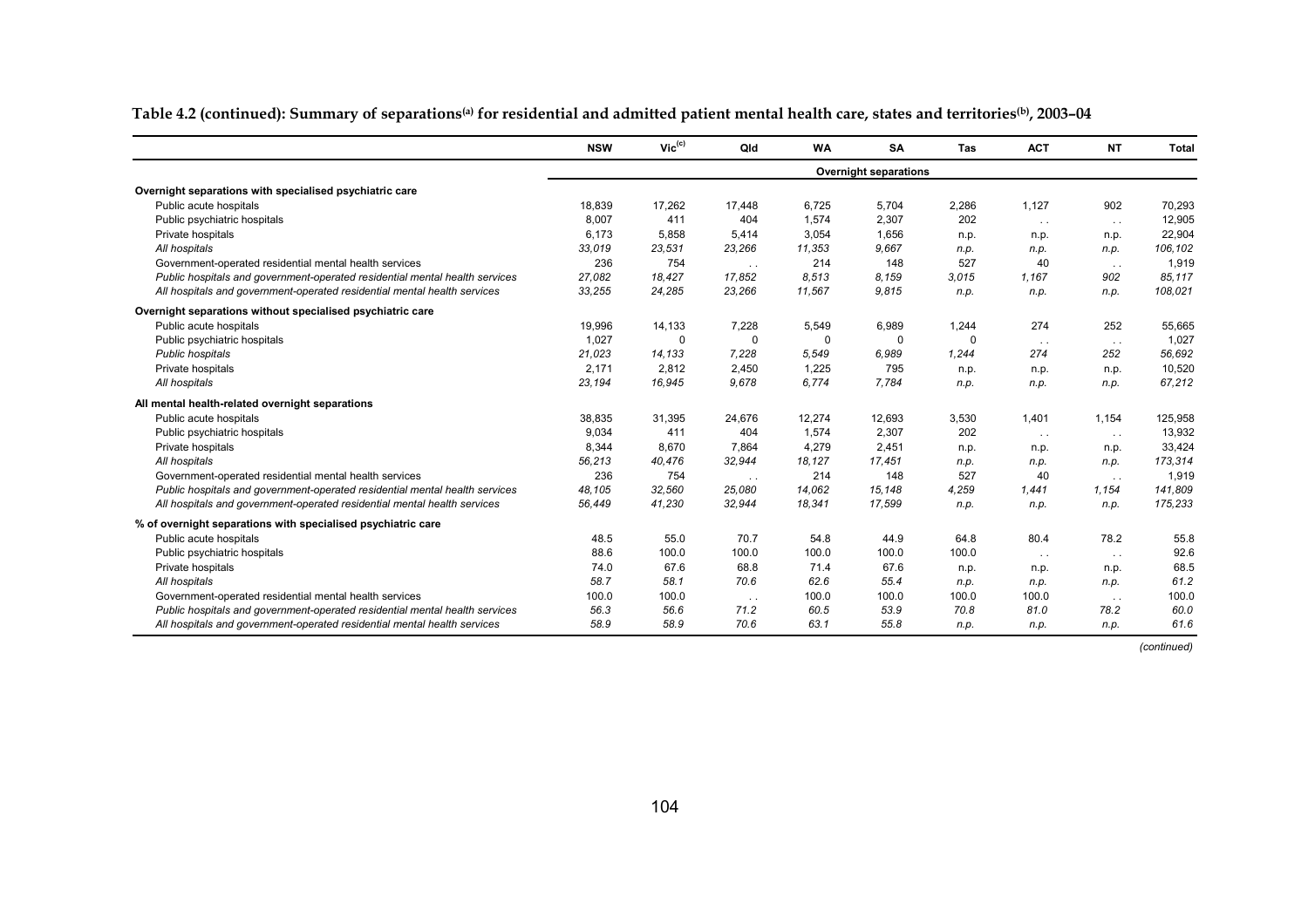**Table 4.2 (continued): Summary of separations[(a)] for residential and admitted patient mental health care, states and territories[(b)], 2003–04**

| | NSW | Vic[(c)] | Qld | WA | SA | Tas | ACT | NT | Total |
|---|---|---|---|---|---|---|---|---|---|
| | | | | | **Overnight separations** | | | | |
| **Overnight separations with specialised psychiatric care** | | | | | | | | | |
| Public acute hospitals | 18,839 | 17,262 | 17,448 | 6,725 | 5,704 | 2,286 | 1,127 | 902 | 70,293 |
| Public psychiatric hospitals | 8,007 | 411 | 404 | 1,574 | 2,307 | 202 | . . | . . | 12,905 |
| Private hospitals | 6,173 | 5,858 | 5,414 | 3,054 | 1,656 | n.p. | n.p. | n.p. | 22,904 |
| *All hospitals* | *33,019* | *23,531* | *23,266* | *11,353* | *9,667* | *n.p.* | *n.p.* | *n.p.* | *106,102* |
| Government-operated residential mental health services | 236 | 754 | . . | 214 | 148 | 527 | 40 | . . | 1,919 |
| *Public hospitals and government-operated residential mental health services* | *27,082* | *18,427* | *17,852* | *8,513* | *8,159* | *3,015* | *1,167* | *902* | *85,117* |
| *All hospitals and government-operated residential mental health services* | *33,255* | *24,285* | *23,266* | *11,567* | *9,815* | *n.p.* | *n.p.* | *n.p.* | *108,021* |
| **Overnight separations without specialised psychiatric care** | | | | | | | | | |
| Public acute hospitals | 19,996 | 14,133 | 7,228 | 5,549 | 6,989 | 1,244 | 274 | 252 | 55,665 |
| Public psychiatric hospitals | 1,027 | 0 | 0 | 0 | 0 | 0 | . . | . . | 1,027 |
| *Public hospitals* | *21,023* | *14,133* | *7,228* | *5,549* | *6,989* | *1,244* | *274* | *252* | *56,692* |
| Private hospitals | 2,171 | 2,812 | 2,450 | 1,225 | 795 | n.p. | n.p. | n.p. | 10,520 |
| *All hospitals* | *23,194* | *16,945* | *9,678* | *6,774* | *7,784* | *n.p.* | *n.p.* | *n.p.* | *67,212* |
| **All mental health-related overnight separations** | | | | | | | | | |
| Public acute hospitals | 38,835 | 31,395 | 24,676 | 12,274 | 12,693 | 3,530 | 1,401 | 1,154 | 125,958 |
| Public psychiatric hospitals | 9,034 | 411 | 404 | 1,574 | 2,307 | 202 | . . | . . | 13,932 |
| Private hospitals | 8,344 | 8,670 | 7,864 | 4,279 | 2,451 | n.p. | n.p. | n.p. | 33,424 |
| *All hospitals* | *56,213* | *40,476* | *32,944* | *18,127* | *17,451* | *n.p.* | *n.p.* | *n.p.* | *173,314* |
| Government-operated residential mental health services | 236 | 754 | . . | 214 | 148 | 527 | 40 | . . | 1,919 |
| *Public hospitals and government-operated residential mental health services* | *48,105* | *32,560* | *25,080* | *14,062* | *15,148* | *4,259* | *1,441* | *1,154* | *141,809* |
| *All hospitals and government-operated residential mental health services* | *56,449* | *41,230* | *32,944* | *18,341* | *17,599* | *n.p.* | *n.p.* | *n.p.* | *175,233* |
| **% of overnight separations with specialised psychiatric care** | | | | | | | | | |
| Public acute hospitals | 48.5 | 55.0 | 70.7 | 54.8 | 44.9 | 64.8 | 80.4 | 78.2 | 55.8 |
| Public psychiatric hospitals | 88.6 | 100.0 | 100.0 | 100.0 | 100.0 | 100.0 | . . | . . | 92.6 |
| Private hospitals | 74.0 | 67.6 | 68.8 | 71.4 | 67.6 | n.p. | n.p. | n.p. | 68.5 |
| *All hospitals* | *58.7* | *58.1* | *70.6* | *62.6* | *55.4* | *n.p.* | *n.p.* | *n.p.* | *61.2* |
| Government-operated residential mental health services | 100.0 | 100.0 | . . | 100.0 | 100.0 | 100.0 | 100.0 | . . | 100.0 |
| *Public hospitals and government-operated residential mental health services* | *56.3* | *56.6* | *71.2* | *60.5* | *53.9* | *70.8* | *81.0* | *78.2* | *60.0* |
| *All hospitals and government-operated residential mental health services* | *58.9* | *58.9* | *70.6* | *63.1* | *55.8* | *n.p.* | *n.p.* | *n.p.* | *61.6* |

*(continued)*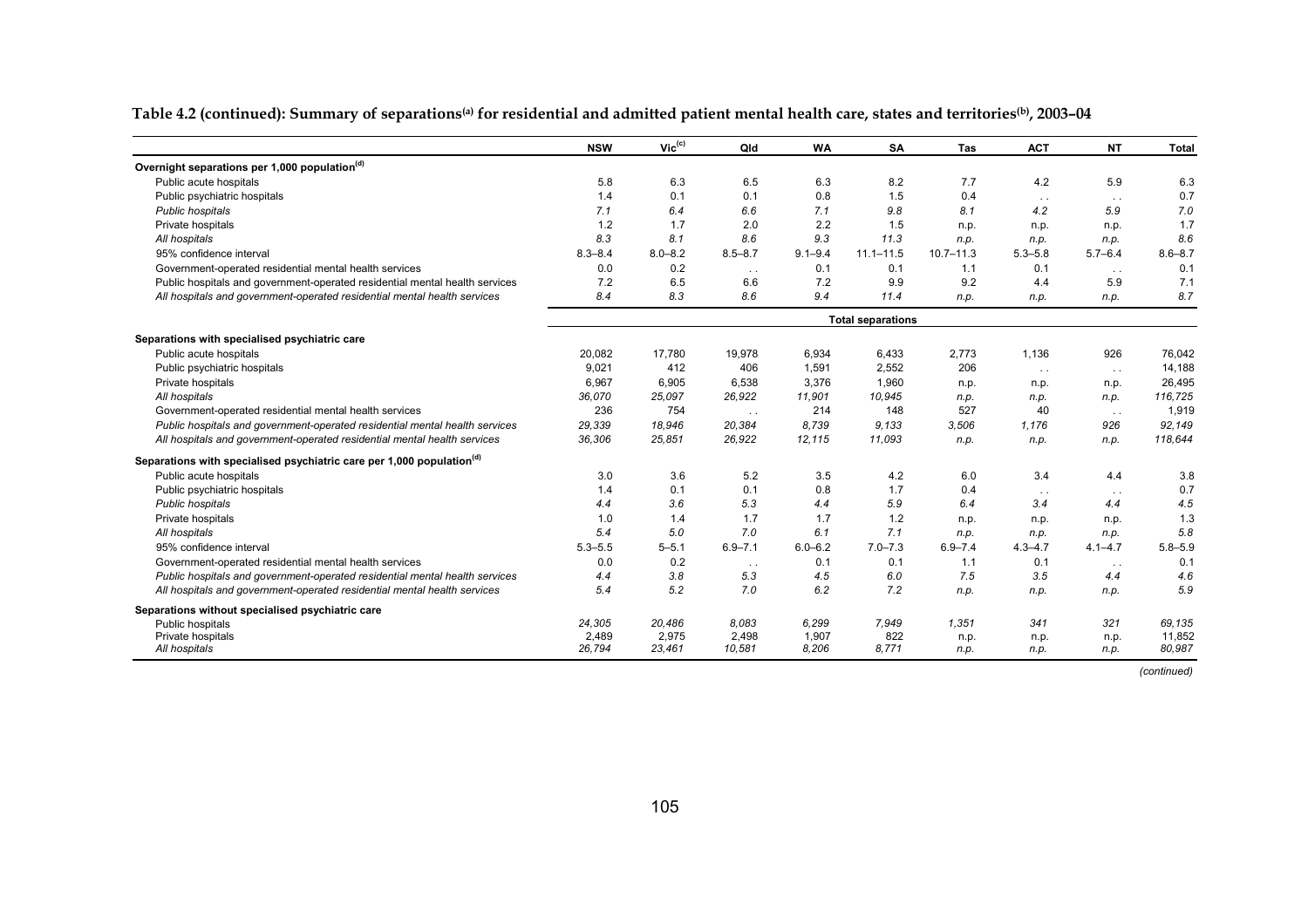**Table 4.2 (continued): Summary of separations[(a)] for residential and admitted patient mental health care, states and territories[(b)], 2003–04**

| | NSW | Vic[(c)] | Qld | WA | SA | Tas | ACT | NT | Total |
|---|---|---|---|---|---|---|---|---|---|
| **Overnight separations per 1,000 population[(d)]** | | | | | | | | | |
| Public acute hospitals | 5.8 | 6.3 | 6.5 | 6.3 | 8.2 | 7.7 | 4.2 | 5.9 | 6.3 |
| Public psychiatric hospitals | 1.4 | 0.1 | 0.1 | 0.8 | 1.5 | 0.4 | . . | . . | 0.7 |
| *Public hospitals* | *7.1* | *6.4* | *6.6* | *7.1* | *9.8* | *8.1* | *4.2* | *5.9* | *7.0* |
| Private hospitals | 1.2 | 1.7 | 2.0 | 2.2 | 1.5 | n.p. | n.p. | n.p. | 1.7 |
| *All hospitals* | *8.3* | *8.1* | *8.6* | *9.3* | *11.3* | *n.p.* | *n.p.* | *n.p.* | *8.6* |
| 95% confidence interval | 8.3–8.4 | 8.0–8.2 | 8.5–8.7 | 9.1–9.4 | 11.1–11.5 | 10.7–11.3 | 5.3–5.8 | 5.7–6.4 | 8.6–8.7 |
| Government-operated residential mental health services | 0.0 | 0.2 | . . | 0.1 | 0.1 | 1.1 | 0.1 | . . | 0.1 |
| Public hospitals and government-operated residential mental health services | 7.2 | 6.5 | 6.6 | 7.2 | 9.9 | 9.2 | 4.4 | 5.9 | 7.1 |
| *All hospitals and government-operated residential mental health services* | *8.4* | *8.3* | *8.6* | *9.4* | *11.4* | *n.p.* | *n.p.* | *n.p.* | *8.7* |
| | **Total separations** | | | | | | | | |
| **Separations with specialised psychiatric care** | | | | | | | | | |
| Public acute hospitals | 20,082 | 17,780 | 19,978 | 6,934 | 6,433 | 2,773 | 1,136 | 926 | 76,042 |
| Public psychiatric hospitals | 9,021 | 412 | 406 | 1,591 | 2,552 | 206 | . . | . . | 14,188 |
| Private hospitals | 6,967 | 6,905 | 6,538 | 3,376 | 1,960 | n.p. | n.p. | n.p. | 26,495 |
| *All hospitals* | *36,070* | *25,097* | *26,922* | *11,901* | *10,945* | *n.p.* | *n.p.* | *n.p.* | *116,725* |
| Government-operated residential mental health services | 236 | 754 | . . | 214 | 148 | 527 | 40 | . . | 1,919 |
| *Public hospitals and government-operated residential mental health services* | *29,339* | *18,946* | *20,384* | *8,739* | *9,133* | *3,506* | *1,176* | *926* | *92,149* |
| *All hospitals and government-operated residential mental health services* | *36,306* | *25,851* | *26,922* | *12,115* | *11,093* | *n.p.* | *n.p.* | *n.p.* | *118,644* |
| **Separations with specialised psychiatric care per 1,000 population[(d)]** | | | | | | | | | |
| Public acute hospitals | 3.0 | 3.6 | 5.2 | 3.5 | 4.2 | 6.0 | 3.4 | 4.4 | 3.8 |
| Public psychiatric hospitals | 1.4 | 0.1 | 0.1 | 0.8 | 1.7 | 0.4 | . . | . . | 0.7 |
| *Public hospitals* | *4.4* | *3.6* | *5.3* | *4.4* | *5.9* | *6.4* | *3.4* | *4.4* | *4.5* |
| Private hospitals | 1.0 | 1.4 | 1.7 | 1.7 | 1.2 | n.p. | n.p. | n.p. | 1.3 |
| *All hospitals* | *5.4* | *5.0* | *7.0* | *6.1* | *7.1* | *n.p.* | *n.p.* | *n.p.* | *5.8* |
| 95% confidence interval | 5.3–5.5 | 5–5.1 | 6.9–7.1 | 6.0–6.2 | 7.0–7.3 | 6.9–7.4 | 4.3–4.7 | 4.1–4.7 | 5.8–5.9 |
| Government-operated residential mental health services | 0.0 | 0.2 | . . | 0.1 | 0.1 | 1.1 | 0.1 | . . | 0.1 |
| *Public hospitals and government-operated residential mental health services* | *4.4* | *3.8* | *5.3* | *4.5* | *6.0* | *7.5* | *3.5* | *4.4* | *4.6* |
| *All hospitals and government-operated residential mental health services* | *5.4* | *5.2* | *7.0* | *6.2* | *7.2* | *n.p.* | *n.p.* | *n.p.* | *5.9* |
| **Separations without specialised psychiatric care** | | | | | | | | | |
| Public hospitals | *24,305* | *20,486* | *8,083* | *6,299* | *7,949* | *1,351* | *341* | *321* | *69,135* |
| Private hospitals | 2,489 | 2,975 | 2,498 | 1,907 | 822 | n.p. | n.p. | n.p. | 11,852 |
| *All hospitals* | *26,794* | *23,461* | *10,581* | *8,206* | *8,771* | *n.p.* | *n.p.* | *n.p.* | *80,987* |

*(continued)*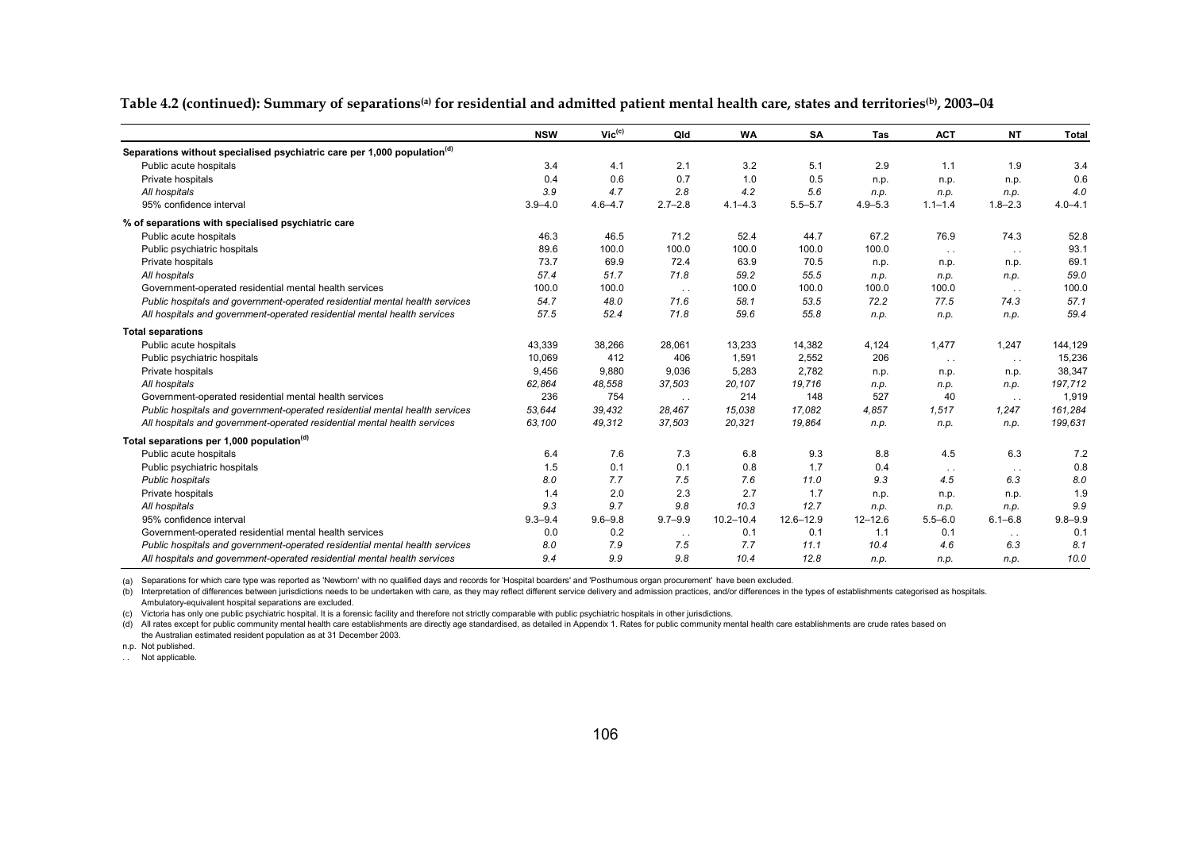**Table 4.2 (continued): Summary of separations[(a)] for residential and admitted patient mental health care, states and territories[(b)], 2003–04**

| | NSW | Vic[(c)] | Qld | WA | SA | Tas | ACT | NT | Total |
|---|---|---|---|---|---|---|---|---|---|
| **Separations without specialised psychiatric care per 1,000 population[(d)]** | | | | | | | | | |
| Public acute hospitals | 3.4 | 4.1 | 2.1 | 3.2 | 5.1 | 2.9 | 1.1 | 1.9 | 3.4 |
| Private hospitals | 0.4 | 0.6 | 0.7 | 1.0 | 0.5 | n.p. | n.p. | n.p. | 0.6 |
| *All hospitals* | *3.9* | *4.7* | *2.8* | *4.2* | *5.6* | *n.p.* | *n.p.* | *n.p.* | *4.0* |
| 95% confidence interval | 3.9–4.0 | 4.6–4.7 | 2.7–2.8 | 4.1–4.3 | 5.5–5.7 | 4.9–5.3 | 1.1–1.4 | 1.8–2.3 | 4.0–4.1 |
| **% of separations with specialised psychiatric care** | | | | | | | | | |
| Public acute hospitals | 46.3 | 46.5 | 71.2 | 52.4 | 44.7 | 67.2 | 76.9 | 74.3 | 52.8 |
| Public psychiatric hospitals | 89.6 | 100.0 | 100.0 | 100.0 | 100.0 | 100.0 | . . | . . | 93.1 |
| Private hospitals | 73.7 | 69.9 | 72.4 | 63.9 | 70.5 | n.p. | n.p. | n.p. | 69.1 |
| *All hospitals* | *57.4* | *51.7* | *71.8* | *59.2* | *55.5* | *n.p.* | *n.p.* | *n.p.* | *59.0* |
| Government-operated residential mental health services | 100.0 | 100.0 | . . | 100.0 | 100.0 | 100.0 | 100.0 | . . | 100.0 |
| *Public hospitals and government-operated residential mental health services* | *54.7* | *48.0* | *71.6* | *58.1* | *53.5* | *72.2* | *77.5* | *74.3* | *57.1* |
| *All hospitals and government-operated residential mental health services* | *57.5* | *52.4* | *71.8* | *59.6* | *55.8* | *n.p.* | *n.p.* | *n.p.* | *59.4* |
| **Total separations** | | | | | | | | | |
| Public acute hospitals | 43,339 | 38,266 | 28,061 | 13,233 | 14,382 | 4,124 | 1,477 | 1,247 | 144,129 |
| Public psychiatric hospitals | 10,069 | 412 | 406 | 1,591 | 2,552 | 206 | . . | . . | 15,236 |
| Private hospitals | 9,456 | 9,880 | 9,036 | 5,283 | 2,782 | n.p. | n.p. | n.p. | 38,347 |
| *All hospitals* | *62,864* | *48,558* | *37,503* | *20,107* | *19,716* | *n.p.* | *n.p.* | *n.p.* | *197,712* |
| Government-operated residential mental health services | 236 | 754 | . . | 214 | 148 | 527 | 40 | . . | 1,919 |
| *Public hospitals and government-operated residential mental health services* | *53,644* | *39,432* | *28,467* | *15,038* | *17,082* | *4,857* | *1,517* | *1,247* | *161,284* |
| *All hospitals and government-operated residential mental health services* | *63,100* | *49,312* | *37,503* | *20,321* | *19,864* | *n.p.* | *n.p.* | *n.p.* | *199,631* |
| **Total separations per 1,000 population[(d)]** | | | | | | | | | |
| Public acute hospitals | 6.4 | 7.6 | 7.3 | 6.8 | 9.3 | 8.8 | 4.5 | 6.3 | 7.2 |
| Public psychiatric hospitals | 1.5 | 0.1 | 0.1 | 0.8 | 1.7 | 0.4 | . . | . . | 0.8 |
| *Public hospitals* | *8.0* | *7.7* | *7.5* | *7.6* | *11.0* | *9.3* | *4.5* | *6.3* | *8.0* |
| Private hospitals | 1.4 | 2.0 | 2.3 | 2.7 | 1.7 | n.p. | n.p. | n.p. | 1.9 |
| *All hospitals* | *9.3* | *9.7* | *9.8* | *10.3* | *12.7* | *n.p.* | *n.p.* | *n.p.* | *9.9* |
| 95% confidence interval | 9.3–9.4 | 9.6–9.8 | 9.7–9.9 | 10.2–10.4 | 12.6–12.9 | 12–12.6 | 5.5–6.0 | 6.1–6.8 | 9.8–9.9 |
| Government-operated residential mental health services | 0.0 | 0.2 | . . | 0.1 | 0.1 | 1.1 | 0.1 | . . | 0.1 |
| *Public hospitals and government-operated residential mental health services* | *8.0* | *7.9* | *7.5* | *7.7* | *11.1* | *10.4* | *4.6* | *6.3* | *8.1* |
| *All hospitals and government-operated residential mental health services* | *9.4* | *9.9* | *9.8* | *10.4* | *12.8* | *n.p.* | *n.p.* | *n.p.* | *10.0* |

(a) Separations for which care type was reported as 'Newborn' with no qualified days and records for 'Hospital boarders' and 'Posthumous organ procurement' have been excluded.

(b) Interpretation of differences between jurisdictions needs to be undertaken with care, as they may reflect different service delivery and admission practices, and/or differences in the types of establishments categorised as hospitals. Ambulatory-equivalent hospital separations are excluded.

(c) Victoria has only one public psychiatric hospital. It is a forensic facility and therefore not strictly comparable with public psychiatric hospitals in other jurisdictions.

(d) All rates except for public community mental health care establishments are directly age standardised, as detailed in Appendix 1. Rates for public community mental health care establishments are crude rates based on the Australian estimated resident population as at 31 December 2003.

n.p. Not published.

. . Not applicable.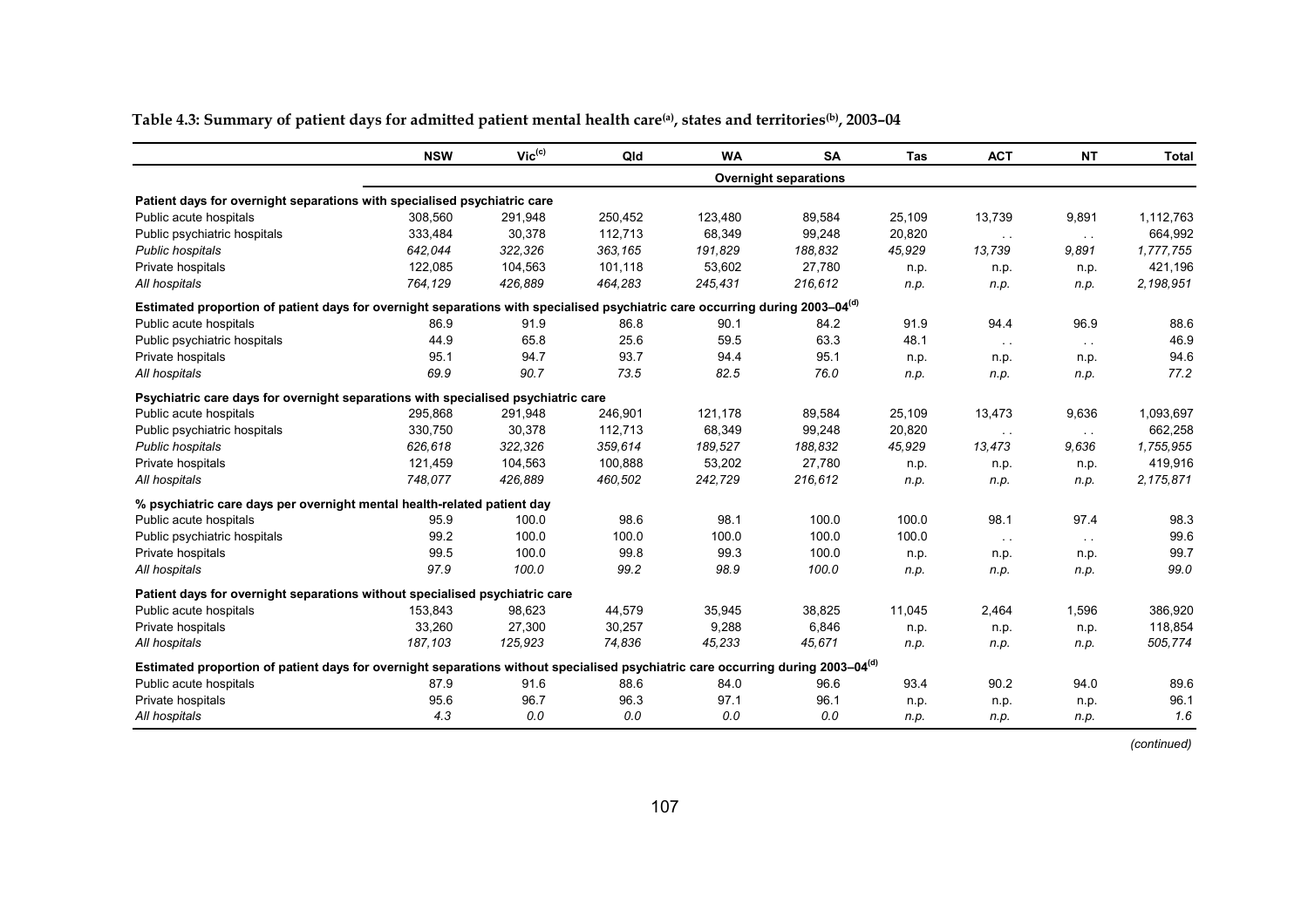**Table 4.3: Summary of patient days for admitted patient mental health care[a], states and territories[b], 2003–04**

| | NSW | Vic[c] | Qld | WA | SA | Tas | ACT | NT | Total |
|---|---|---|---|---|---|---|---|---|---|
| | | | | | **Overnight separations** | | | | |
| **Patient days for overnight separations with specialised psychiatric care** | | | | | | | | | |
| Public acute hospitals | 308,560 | 291,948 | 250,452 | 123,480 | 89,584 | 25,109 | 13,739 | 9,891 | 1,112,763 |
| Public psychiatric hospitals | 333,484 | 30,378 | 112,713 | 68,349 | 99,248 | 20,820 | . . | . . | 664,992 |
| *Public hospitals* | *642,044* | *322,326* | *363,165* | *191,829* | *188,832* | *45,929* | *13,739* | *9,891* | *1,777,755* |
| Private hospitals | 122,085 | 104,563 | 101,118 | 53,602 | 27,780 | n.p. | n.p. | n.p. | 421,196 |
| *All hospitals* | *764,129* | *426,889* | *464,283* | *245,431* | *216,612* | *n.p.* | *n.p.* | *n.p.* | *2,198,951* |
| **Estimated proportion of patient days for overnight separations with specialised psychiatric care occurring during 2003–04[d]** | | | | | | | | | |
| Public acute hospitals | 86.9 | 91.9 | 86.8 | 90.1 | 84.2 | 91.9 | 94.4 | 96.9 | 88.6 |
| Public psychiatric hospitals | 44.9 | 65.8 | 25.6 | 59.5 | 63.3 | 48.1 | . . | . . | 46.9 |
| Private hospitals | 95.1 | 94.7 | 93.7 | 94.4 | 95.1 | n.p. | n.p. | n.p. | 94.6 |
| *All hospitals* | *69.9* | *90.7* | *73.5* | *82.5* | *76.0* | *n.p.* | *n.p.* | *n.p.* | *77.2* |
| **Psychiatric care days for overnight separations with specialised psychiatric care** | | | | | | | | | |
| Public acute hospitals | 295,868 | 291,948 | 246,901 | 121,178 | 89,584 | 25,109 | 13,473 | 9,636 | 1,093,697 |
| Public psychiatric hospitals | 330,750 | 30,378 | 112,713 | 68,349 | 99,248 | 20,820 | . . | . . | 662,258 |
| *Public hospitals* | *626,618* | *322,326* | *359,614* | *189,527* | *188,832* | *45,929* | *13,473* | *9,636* | *1,755,955* |
| Private hospitals | 121,459 | 104,563 | 100,888 | 53,202 | 27,780 | n.p. | n.p. | n.p. | 419,916 |
| *All hospitals* | *748,077* | *426,889* | *460,502* | *242,729* | *216,612* | *n.p.* | *n.p.* | *n.p.* | *2,175,871* |
| **% psychiatric care days per overnight mental health-related patient day** | | | | | | | | | |
| Public acute hospitals | 95.9 | 100.0 | 98.6 | 98.1 | 100.0 | 100.0 | 98.1 | 97.4 | 98.3 |
| Public psychiatric hospitals | 99.2 | 100.0 | 100.0 | 100.0 | 100.0 | 100.0 | . . | . . | 99.6 |
| Private hospitals | 99.5 | 100.0 | 99.8 | 99.3 | 100.0 | n.p. | n.p. | n.p. | 99.7 |
| *All hospitals* | *97.9* | *100.0* | *99.2* | *98.9* | *100.0* | *n.p.* | *n.p.* | *n.p.* | *99.0* |
| **Patient days for overnight separations without specialised psychiatric care** | | | | | | | | | |
| Public acute hospitals | 153,843 | 98,623 | 44,579 | 35,945 | 38,825 | 11,045 | 2,464 | 1,596 | 386,920 |
| Private hospitals | 33,260 | 27,300 | 30,257 | 9,288 | 6,846 | n.p. | n.p. | n.p. | 118,854 |
| *All hospitals* | *187,103* | *125,923* | *74,836* | *45,233* | *45,671* | *n.p.* | *n.p.* | *n.p.* | *505,774* |
| **Estimated proportion of patient days for overnight separations without specialised psychiatric care occurring during 2003–04[d]** | | | | | | | | | |
| Public acute hospitals | 87.9 | 91.6 | 88.6 | 84.0 | 96.6 | 93.4 | 90.2 | 94.0 | 89.6 |
| Private hospitals | 95.6 | 96.7 | 96.3 | 97.1 | 96.1 | n.p. | n.p. | n.p. | 96.1 |
| *All hospitals* | *4.3* | *0.0* | *0.0* | *0.0* | *0.0* | *n.p.* | *n.p.* | *n.p.* | *1.6* |

*(continued)*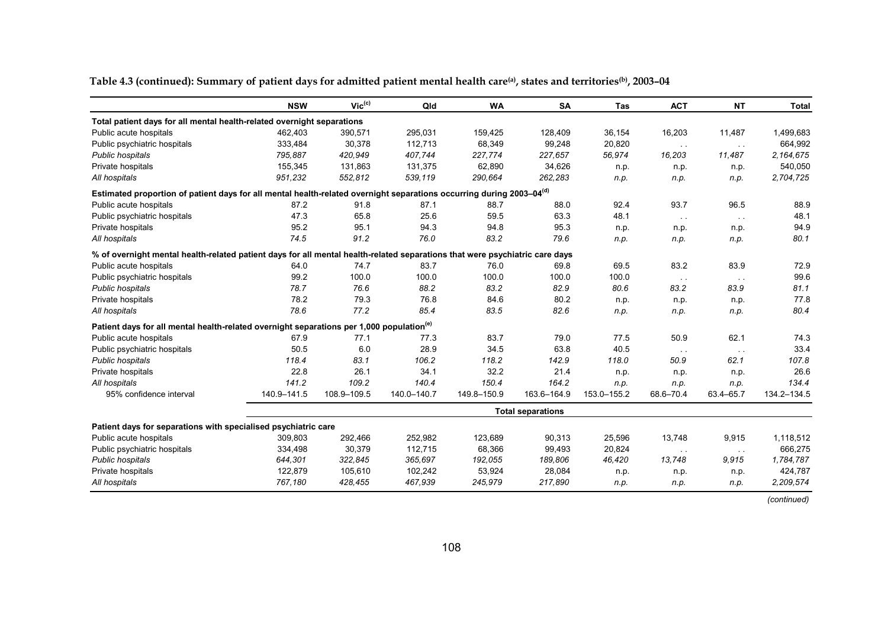**Table 4.3 (continued): Summary of patient days for admitted patient mental health care[(a)], states and territories[(b)], 2003–04**

| | NSW | Vic[(c)] | Qld | WA | SA | Tas | ACT | NT | Total |
|---|---|---|---|---|---|---|---|---|---|
| **Total patient days for all mental health-related overnight separations** | | | | | | | | | |
| Public acute hospitals | 462,403 | 390,571 | 295,031 | 159,425 | 128,409 | 36,154 | 16,203 | 11,487 | 1,499,683 |
| Public psychiatric hospitals | 333,484 | 30,378 | 112,713 | 68,349 | 99,248 | 20,820 | . . | . . | 664,992 |
| *Public hospitals* | *795,887* | *420,949* | *407,744* | *227,774* | *227,657* | *56,974* | *16,203* | *11,487* | *2,164,675* |
| Private hospitals | 155,345 | 131,863 | 131,375 | 62,890 | 34,626 | n.p. | n.p. | n.p. | 540,050 |
| *All hospitals* | *951,232* | *552,812* | *539,119* | *290,664* | *262,283* | *n.p.* | *n.p.* | *n.p.* | *2,704,725* |
| **Estimated proportion of patient days for all mental health-related overnight separations occurring during 2003–04[(d)]** | | | | | | | | | |
| Public acute hospitals | 87.2 | 91.8 | 87.1 | 88.7 | 88.0 | 92.4 | 93.7 | 96.5 | 88.9 |
| Public psychiatric hospitals | 47.3 | 65.8 | 25.6 | 59.5 | 63.3 | 48.1 | . . | . . | 48.1 |
| Private hospitals | 95.2 | 95.1 | 94.3 | 94.8 | 95.3 | n.p. | n.p. | n.p. | 94.9 |
| *All hospitals* | *74.5* | *91.2* | *76.0* | *83.2* | *79.6* | *n.p.* | *n.p.* | *n.p.* | *80.1* |
| **% of overnight mental health-related patient days for all mental health-related separations that were psychiatric care days** | | | | | | | | | |
| Public acute hospitals | 64.0 | 74.7 | 83.7 | 76.0 | 69.8 | 69.5 | 83.2 | 83.9 | 72.9 |
| Public psychiatric hospitals | 99.2 | 100.0 | 100.0 | 100.0 | 100.0 | 100.0 | . . | . . | 99.6 |
| *Public hospitals* | *78.7* | *76.6* | *88.2* | *83.2* | *82.9* | *80.6* | *83.2* | *83.9* | *81.1* |
| Private hospitals | 78.2 | 79.3 | 76.8 | 84.6 | 80.2 | n.p. | n.p. | n.p. | 77.8 |
| *All hospitals* | *78.6* | *77.2* | *85.4* | *83.5* | *82.6* | *n.p.* | *n.p.* | *n.p.* | *80.4* |
| **Patient days for all mental health-related overnight separations per 1,000 population[(e)]** | | | | | | | | | |
| Public acute hospitals | 67.9 | 77.1 | 77.3 | 83.7 | 79.0 | 77.5 | 50.9 | 62.1 | 74.3 |
| Public psychiatric hospitals | 50.5 | 6.0 | 28.9 | 34.5 | 63.8 | 40.5 | . . | . . | 33.4 |
| *Public hospitals* | *118.4* | *83.1* | *106.2* | *118.2* | *142.9* | *118.0* | *50.9* | *62.1* | *107.8* |
| Private hospitals | 22.8 | 26.1 | 34.1 | 32.2 | 21.4 | n.p. | n.p. | n.p. | 26.6 |
| *All hospitals* | *141.2* | *109.2* | *140.4* | *150.4* | *164.2* | *n.p.* | *n.p.* | *n.p.* | *134.4* |
| 95% confidence interval | 140.9–141.5 | 108.9–109.5 | 140.0–140.7 | 149.8–150.9 | 163.6–164.9 | 153.0–155.2 | 68.6–70.4 | 63.4–65.7 | 134.2–134.5 |
| | | | | | **Total separations** | | | | |
| **Patient days for separations with specialised psychiatric care** | | | | | | | | | |
| Public acute hospitals | 309,803 | 292,466 | 252,982 | 123,689 | 90,313 | 25,596 | 13,748 | 9,915 | 1,118,512 |
| Public psychiatric hospitals | 334,498 | 30,379 | 112,715 | 68,366 | 99,493 | 20,824 | . . | . . | 666,275 |
| *Public hospitals* | *644,301* | *322,845* | *365,697* | *192,055* | *189,806* | *46,420* | *13,748* | *9,915* | *1,784,787* |
| Private hospitals | 122,879 | 105,610 | 102,242 | 53,924 | 28,084 | n.p. | n.p. | n.p. | 424,787 |
| *All hospitals* | *767,180* | *428,455* | *467,939* | *245,979* | *217,890* | *n.p.* | *n.p.* | *n.p.* | *2,209,574* |

*(continued)*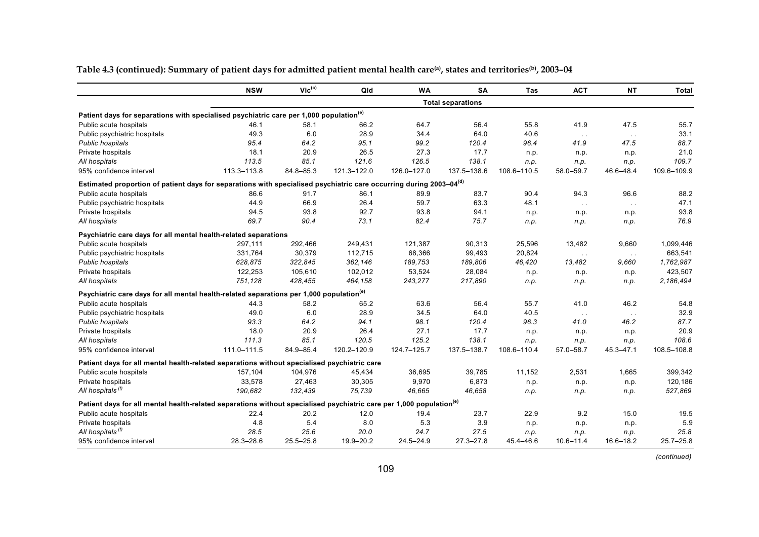**Table 4.3 (continued): Summary of patient days for admitted patient mental health care[(a)], states and territories[(b)], 2003–04**

| | NSW | Vic[(c)] | Qld | WA | SA | Tas | ACT | NT | Total |
|---|---|---|---|---|---|---|---|---|---|
| | | | | | Total separations | | | | |
| **Patient days for separations with specialised psychiatric care per 1,000 population[(e)]** | | | | | | | | | |
| Public acute hospitals | 46.1 | 58.1 | 66.2 | 64.7 | 56.4 | 55.8 | 41.9 | 47.5 | 55.7 |
| Public psychiatric hospitals | 49.3 | 6.0 | 28.9 | 34.4 | 64.0 | 40.6 | . . | . . | 33.1 |
| *Public hospitals* | *95.4* | *64.2* | *95.1* | *99.2* | *120.4* | *96.4* | *41.9* | *47.5* | *88.7* |
| Private hospitals | 18.1 | 20.9 | 26.5 | 27.3 | 17.7 | n.p. | n.p. | n.p. | 21.0 |
| *All hospitals* | *113.5* | *85.1* | *121.6* | *126.5* | *138.1* | *n.p.* | *n.p.* | *n.p.* | *109.7* |
| 95% confidence interval | 113.3–113.8 | 84.8–85.3 | 121.3–122.0 | 126.0–127.0 | 137.5–138.6 | 108.6–110.5 | 58.0–59.7 | 46.6–48.4 | 109.6–109.9 |
| **Estimated proportion of patient days for separations with specialised psychiatric care occurring during 2003–04[(d)]** | | | | | | | | | |
| Public acute hospitals | 86.6 | 91.7 | 86.1 | 89.9 | 83.7 | 90.4 | 94.3 | 96.6 | 88.2 |
| Public psychiatric hospitals | 44.9 | 66.9 | 26.4 | 59.7 | 63.3 | 48.1 | . . | . . | 47.1 |
| Private hospitals | 94.5 | 93.8 | 92.7 | 93.8 | 94.1 | n.p. | n.p. | n.p. | 93.8 |
| *All hospitals* | *69.7* | *90.4* | *73.1* | *82.4* | *75.7* | *n.p.* | *n.p.* | *n.p.* | *76.9* |
| **Psychiatric care days for all mental health-related separations** | | | | | | | | | |
| Public acute hospitals | 297,111 | 292,466 | 249,431 | 121,387 | 90,313 | 25,596 | 13,482 | 9,660 | 1,099,446 |
| Public psychiatric hospitals | 331,764 | 30,379 | 112,715 | 68,366 | 99,493 | 20,824 | . . | . . | 663,541 |
| *Public hospitals* | *628,875* | *322,845* | *362,146* | *189,753* | *189,806* | *46,420* | *13,482* | *9,660* | *1,762,987* |
| Private hospitals | 122,253 | 105,610 | 102,012 | 53,524 | 28,084 | n.p. | n.p. | n.p. | 423,507 |
| *All hospitals* | *751,128* | *428,455* | *464,158* | *243,277* | *217,890* | *n.p.* | *n.p.* | *n.p.* | *2,186,494* |
| **Psychiatric care days for all mental health-related separations per 1,000 population[(e)]** | | | | | | | | | |
| Public acute hospitals | 44.3 | 58.2 | 65.2 | 63.6 | 56.4 | 55.7 | 41.0 | 46.2 | 54.8 |
| Public psychiatric hospitals | 49.0 | 6.0 | 28.9 | 34.5 | 64.0 | 40.5 | . . | . . | 32.9 |
| *Public hospitals* | *93.3* | *64.2* | *94.1* | *98.1* | *120.4* | *96.3* | *41.0* | *46.2* | *87.7* |
| Private hospitals | 18.0 | 20.9 | 26.4 | 27.1 | 17.7 | n.p. | n.p. | n.p. | 20.9 |
| *All hospitals* | *111.3* | *85.1* | *120.5* | *125.2* | *138.1* | *n.p.* | *n.p.* | *n.p.* | *108.6* |
| 95% confidence interval | 111.0–111.5 | 84.9–85.4 | 120.2–120.9 | 124.7–125.7 | 137.5–138.7 | 108.6–110.4 | 57.0–58.7 | 45.3–47.1 | 108.5–108.8 |
| **Patient days for all mental health-related separations without specialised psychiatric care** | | | | | | | | | |
| Public acute hospitals | 157,104 | 104,976 | 45,434 | 36,695 | 39,785 | 11,152 | 2,531 | 1,665 | 399,342 |
| Private hospitals | 33,578 | 27,463 | 30,305 | 9,970 | 6,873 | n.p. | n.p. | n.p. | 120,186 |
| *All hospitals[(f)]* | *190,682* | *132,439* | *75,739* | *46,665* | *46,658* | *n.p.* | *n.p.* | *n.p.* | *527,869* |
| **Patient days for all mental health-related separations without specialised psychiatric care per 1,000 population[(e)]** | | | | | | | | | |
| Public acute hospitals | 22.4 | 20.2 | 12.0 | 19.4 | 23.7 | 22.9 | 9.2 | 15.0 | 19.5 |
| Private hospitals | 4.8 | 5.4 | 8.0 | 5.3 | 3.9 | n.p. | n.p. | n.p. | 5.9 |
| *All hospitals[(f)]* | *28.5* | *25.6* | *20.0* | *24.7* | *27.5* | *n.p.* | *n.p.* | *n.p.* | *25.8* |
| 95% confidence interval | 28.3–28.6 | 25.5–25.8 | 19.9–20.2 | 24.5–24.9 | 27.3–27.8 | 45.4–46.6 | 10.6–11.4 | 16.6–18.2 | 25.7–25.8 |

*(continued)*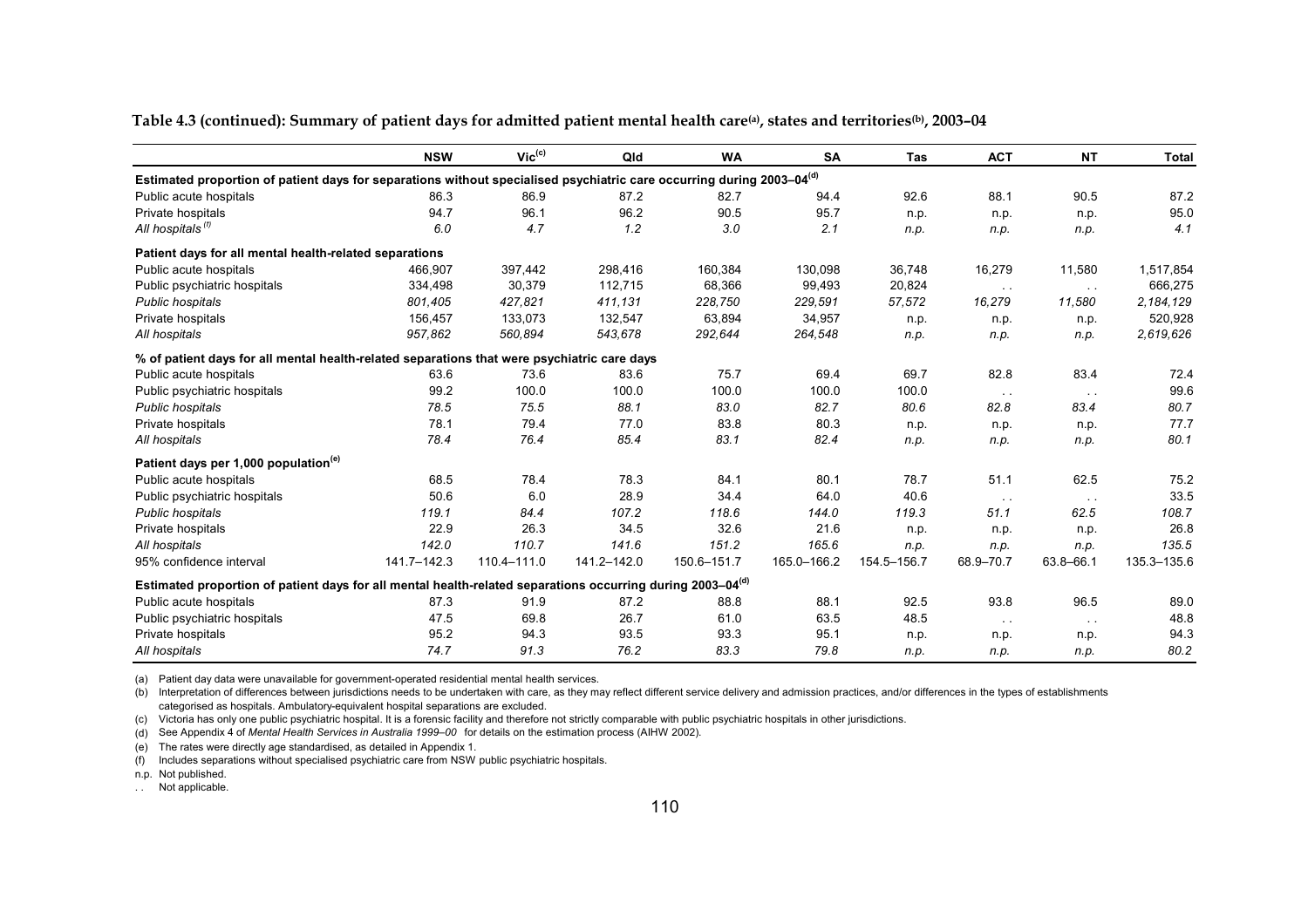**Table 4.3 (continued): Summary of patient days for admitted patient mental health care[(a)], states and territories[(b)], 2003–04**

| | NSW | Vic[(c)] | Qld | WA | SA | Tas | ACT | NT | Total |
|---|---|---|---|---|---|---|---|---|---|
| **Estimated proportion of patient days for separations without specialised psychiatric care occurring during 2003–04[(d)]** | | | | | | | | | |
| Public acute hospitals | 86.3 | 86.9 | 87.2 | 82.7 | 94.4 | 92.6 | 88.1 | 90.5 | 87.2 |
| Private hospitals | 94.7 | 96.1 | 96.2 | 90.5 | 95.7 | n.p. | n.p. | n.p. | 95.0 |
| *All hospitals[(f)]* | *6.0* | *4.7* | *1.2* | *3.0* | *2.1* | *n.p.* | *n.p.* | *n.p.* | *4.1* |
| **Patient days for all mental health-related separations** | | | | | | | | | |
| Public acute hospitals | 466,907 | 397,442 | 298,416 | 160,384 | 130,098 | 36,748 | 16,279 | 11,580 | 1,517,854 |
| Public psychiatric hospitals | 334,498 | 30,379 | 112,715 | 68,366 | 99,493 | 20,824 | . . | . . | 666,275 |
| *Public hospitals* | *801,405* | *427,821* | *411,131* | *228,750* | *229,591* | *57,572* | *16,279* | *11,580* | *2,184,129* |
| Private hospitals | 156,457 | 133,073 | 132,547 | 63,894 | 34,957 | n.p. | n.p. | n.p. | 520,928 |
| *All hospitals* | *957,862* | *560,894* | *543,678* | *292,644* | *264,548* | *n.p.* | *n.p.* | *n.p.* | *2,619,626* |
| **% of patient days for all mental health-related separations that were psychiatric care days** | | | | | | | | | |
| Public acute hospitals | 63.6 | 73.6 | 83.6 | 75.7 | 69.4 | 69.7 | 82.8 | 83.4 | 72.4 |
| Public psychiatric hospitals | 99.2 | 100.0 | 100.0 | 100.0 | 100.0 | 100.0 | . . | . . | 99.6 |
| *Public hospitals* | *78.5* | *75.5* | *88.1* | *83.0* | *82.7* | *80.6* | *82.8* | *83.4* | *80.7* |
| Private hospitals | 78.1 | 79.4 | 77.0 | 83.8 | 80.3 | n.p. | n.p. | n.p. | 77.7 |
| *All hospitals* | *78.4* | *76.4* | *85.4* | *83.1* | *82.4* | *n.p.* | *n.p.* | *n.p.* | *80.1* |
| **Patient days per 1,000 population[(e)]** | | | | | | | | | |
| Public acute hospitals | 68.5 | 78.4 | 78.3 | 84.1 | 80.1 | 78.7 | 51.1 | 62.5 | 75.2 |
| Public psychiatric hospitals | 50.6 | 6.0 | 28.9 | 34.4 | 64.0 | 40.6 | . . | . . | 33.5 |
| *Public hospitals* | *119.1* | *84.4* | *107.2* | *118.6* | *144.0* | *119.3* | *51.1* | *62.5* | *108.7* |
| Private hospitals | 22.9 | 26.3 | 34.5 | 32.6 | 21.6 | n.p. | n.p. | n.p. | 26.8 |
| *All hospitals* | *142.0* | *110.7* | *141.6* | *151.2* | *165.6* | *n.p.* | *n.p.* | *n.p.* | *135.5* |
| 95% confidence interval | 141.7–142.3 | 110.4–111.0 | 141.2–142.0 | 150.6–151.7 | 165.0–166.2 | 154.5–156.7 | 68.9–70.7 | 63.8–66.1 | 135.3–135.6 |
| **Estimated proportion of patient days for all mental health-related separations occurring during 2003–04[(d)]** | | | | | | | | | |
| Public acute hospitals | 87.3 | 91.9 | 87.2 | 88.8 | 88.1 | 92.5 | 93.8 | 96.5 | 89.0 |
| Public psychiatric hospitals | 47.5 | 69.8 | 26.7 | 61.0 | 63.5 | 48.5 | . . | . . | 48.8 |
| Private hospitals | 95.2 | 94.3 | 93.5 | 93.3 | 95.1 | n.p. | n.p. | n.p. | 94.3 |
| *All hospitals* | *74.7* | *91.3* | *76.2* | *83.3* | *79.8* | *n.p.* | *n.p.* | *n.p.* | *80.2* |

(a) Patient day data were unavailable for government-operated residential mental health services.

(b) Interpretation of differences between jurisdictions needs to be undertaken with care, as they may reflect different service delivery and admission practices, and/or differences in the types of establishments categorised as hospitals. Ambulatory-equivalent hospital separations are excluded.

(c) Victoria has only one public psychiatric hospital. It is a forensic facility and therefore not strictly comparable with public psychiatric hospitals in other jurisdictions.

(d) See Appendix 4 of *Mental Health Services in Australia 1999–00* for details on the estimation process (AIHW 2002).

(e) The rates were directly age standardised, as detailed in Appendix 1.

(f) Includes separations without specialised psychiatric care from NSW public psychiatric hospitals.

n.p. Not published.

. . Not applicable.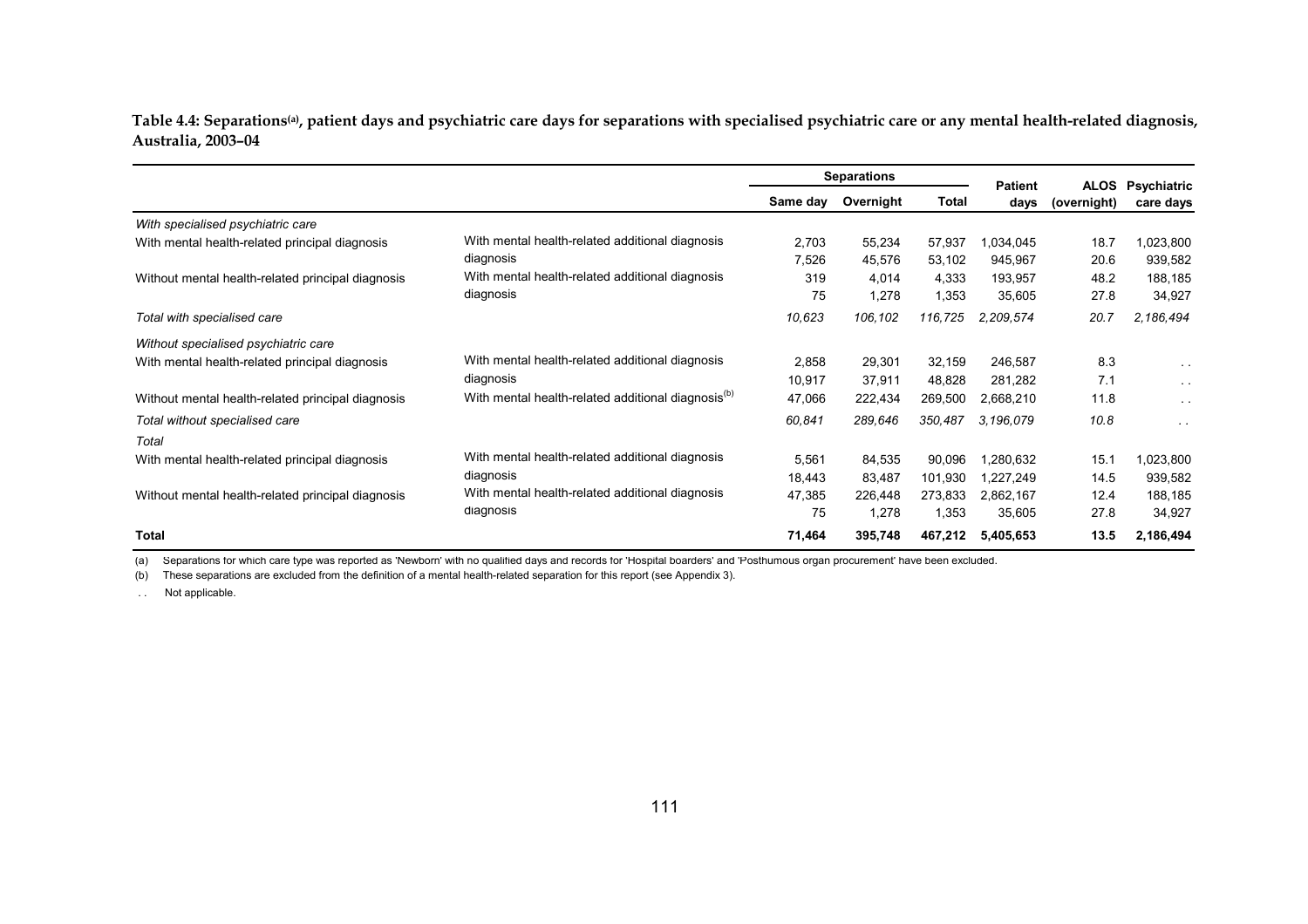**Table 4.4: Separations[(a)], patient days and psychiatric care days for separations with specialised psychiatric care or any mental health-related diagnosis, Australia, 2003–04**

| | | Separations | | | Patient | ALOS | Psychiatric |
|---|---|---|---|---|---|---|---|
| | | Same day | Overnight | Total | days | (overnight) | care days |
| *With specialised psychiatric care* | | | | | | | |
| With mental health-related principal diagnosis | With mental health-related additional diagnosis | 2,703 | 55,234 | 57,937 | 1,034,045 | 18.7 | 1,023,800 |
| | diagnosis | 7,526 | 45,576 | 53,102 | 945,967 | 20.6 | 939,582 |
| Without mental health-related principal diagnosis | With mental health-related additional diagnosis | 319 | 4,014 | 4,333 | 193,957 | 48.2 | 188,185 |
| | diagnosis | 75 | 1,278 | 1,353 | 35,605 | 27.8 | 34,927 |
| *Total with specialised care* | | *10,623* | *106,102* | *116,725* | *2,209,574* | *20.7* | *2,186,494* |
| *Without specialised psychiatric care* | | | | | | | |
| With mental health-related principal diagnosis | With mental health-related additional diagnosis | 2,858 | 29,301 | 32,159 | 246,587 | 8.3 | . . |
| | diagnosis | 10,917 | 37,911 | 48,828 | 281,282 | 7.1 | . . |
| Without mental health-related principal diagnosis | With mental health-related additional diagnosis[(b)] | 47,066 | 222,434 | 269,500 | 2,668,210 | 11.8 | . . |
| *Total without specialised care* | | *60,841* | *289,646* | *350,487* | *3,196,079* | *10.8* | . . |
| *Total* | | | | | | | |
| With mental health-related principal diagnosis | With mental health-related additional diagnosis | 5,561 | 84,535 | 90,096 | 1,280,632 | 15.1 | 1,023,800 |
| | diagnosis | 18,443 | 83,487 | 101,930 | 1,227,249 | 14.5 | 939,582 |
| Without mental health-related principal diagnosis | With mental health-related additional diagnosis | 47,385 | 226,448 | 273,833 | 2,862,167 | 12.4 | 188,185 |
| | diagnosis | 75 | 1,278 | 1,353 | 35,605 | 27.8 | 34,927 |
| **Total** | | **71,464** | **395,748** | **467,212** | **5,405,653** | **13.5** | **2,186,494** |

(a) Separations for which care type was reported as 'Newborn' with no qualified days and records for 'Hospital boarders' and 'Posthumous organ procurement' have been excluded.

(b) These separations are excluded from the definition of a mental health-related separation for this report (see Appendix 3).

. . Not applicable.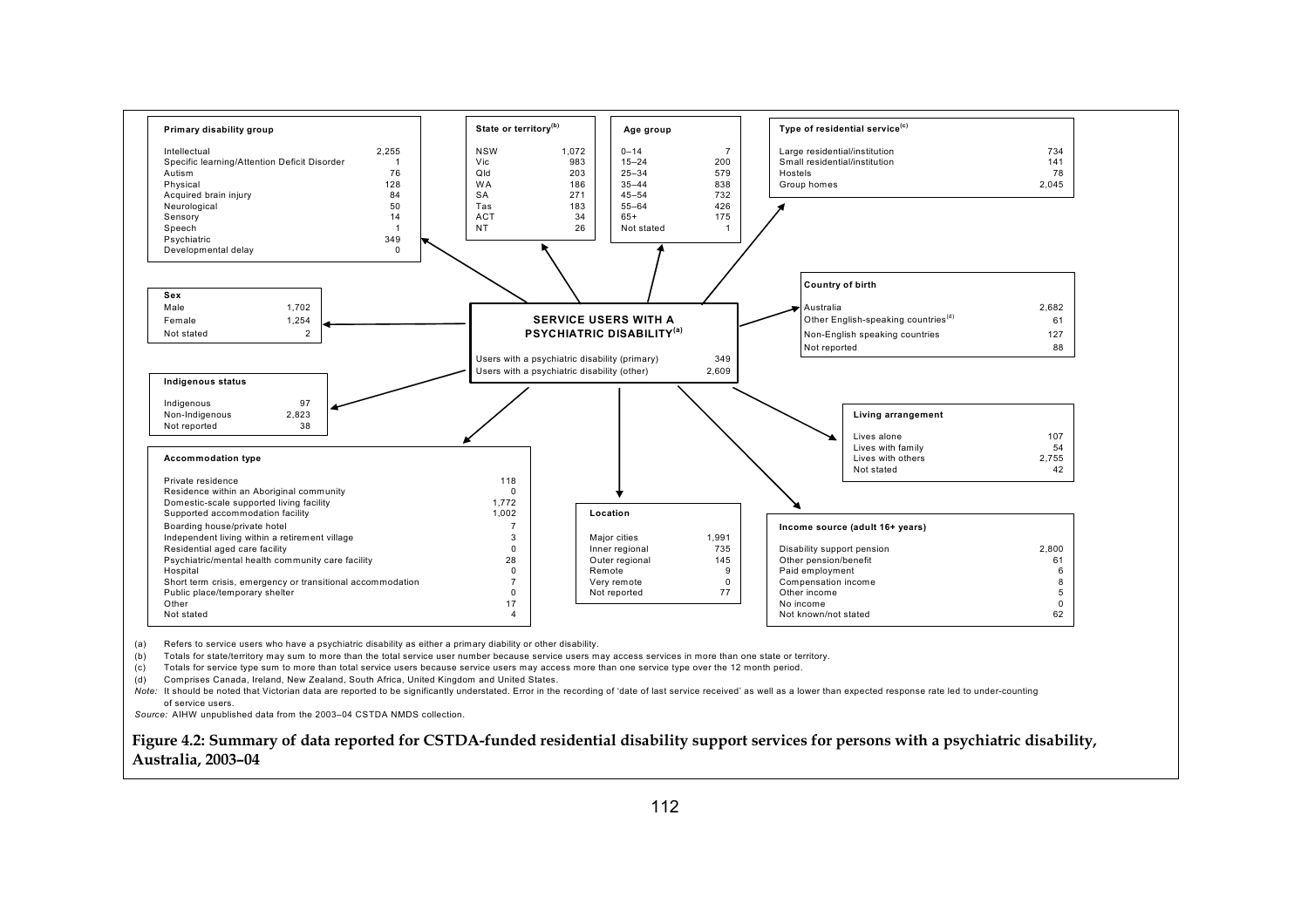**Primary disability group**

| | |
|---|---|
| Intellectual | 2,255 |
| Specific learning/Attention Deficit Disorder | 1 |
| Autism | 76 |
| Physical | 128 |
| Acquired brain injury | 84 |
| Neurological | 50 |
| Sensory | 14 |
| Speech | 1 |
| Psychiatric | 349 |
| Developmental delay | 0 |

**State or territory[(b)]**

| | |
|---|---|
| NSW | 1,072 |
| Vic | 983 |
| Qld | 203 |
| WA | 186 |
| SA | 271 |
| Tas | 183 |
| ACT | 34 |
| NT | 26 |

**Age group**

| | |
|---|---|
| 0–14 | 7 |
| 15–24 | 200 |
| 25–34 | 579 |
| 35–44 | 838 |
| 45–54 | 732 |
| 55–64 | 426 |
| 65+ | 175 |
| Not stated | 1 |

**Type of residential service[(c)]**

| | |
|---|---|
| Large residential/institution | 734 |
| Small residential/institution | 141 |
| Hostels | 78 |
| Group homes | 2,045 |

**Sex**

| | |
|---|---|
| Male | 1,702 |
| Female | 1,254 |
| Not stated | 2 |

**SERVICE USERS WITH A PSYCHIATRIC DISABILITY[(a)]**

| | |
|---|---|
| Users with a psychiatric disability (primary) | 349 |
| Users with a psychiatric disability (other) | 2,609 |

**Country of birth**

| | |
|---|---|
| Australia | 2,682 |
| Other English-speaking countries[(d)] | 61 |
| Non-English speaking countries | 127 |
| Not reported | 88 |

**Indigenous status**

| | |
|---|---|
| Indigenous | 97 |
| Non-Indigenous | 2,823 |
| Not reported | 38 |

**Living arrangement**

| | |
|---|---|
| Lives alone | 107 |
| Lives with family | 54 |
| Lives with others | 2,755 |
| Not stated | 42 |

**Accommodation type**

| | |
|---|---|
| Private residence | 118 |
| Residence within an Aboriginal community | 0 |
| Domestic-scale supported living facility | 1,772 |
| Supported accommodation facility | 1,002 |
| Boarding house/private hotel | 7 |
| Independent living within a retirement village | 3 |
| Residential aged care facility | 0 |
| Psychiatric/mental health community care facility | 28 |
| Hospital | 0 |
| Short term crisis, emergency or transitional accommodation | 7 |
| Public place/temporary shelter | 0 |
| Other | 17 |
| Not stated | 4 |

**Location**

| | |
|---|---|
| Major cities | 1,991 |
| Inner regional | 735 |
| Outer regional | 145 |
| Remote | 9 |
| Very remote | 0 |
| Not reported | 77 |

**Income source (adult 16+ years)**

| | |
|---|---|
| Disability support pension | 2,800 |
| Other pension/benefit | 61 |
| Paid employment | 6 |
| Compensation income | 8 |
| Other income | 5 |
| No income | 0 |
| Not known/not stated | 62 |

(a) Refers to service users who have a psychiatric disability as either a primary diability or other disability.

(b) Totals for state/territory may sum to more than the total service user number because service users may access services in more than one state or territory.

(c) Totals for service type sum to more than total service users because service users may access more than one service type over the 12 month period.

(d) Comprises Canada, Ireland, New Zealand, South Africa, United Kingdom and United States.

*Note:* It should be noted that Victorian data are reported to be significantly understated. Error in the recording of 'date of last service received' as well as a lower than expected response rate led to under-counting of service users.

*Source:* AIHW unpublished data from the 2003–04 CSTDA NMDS collection.

**Figure 4.2: Summary of data reported for CSTDA-funded residential disability support services for persons with a psychiatric disability, Australia, 2003–04**